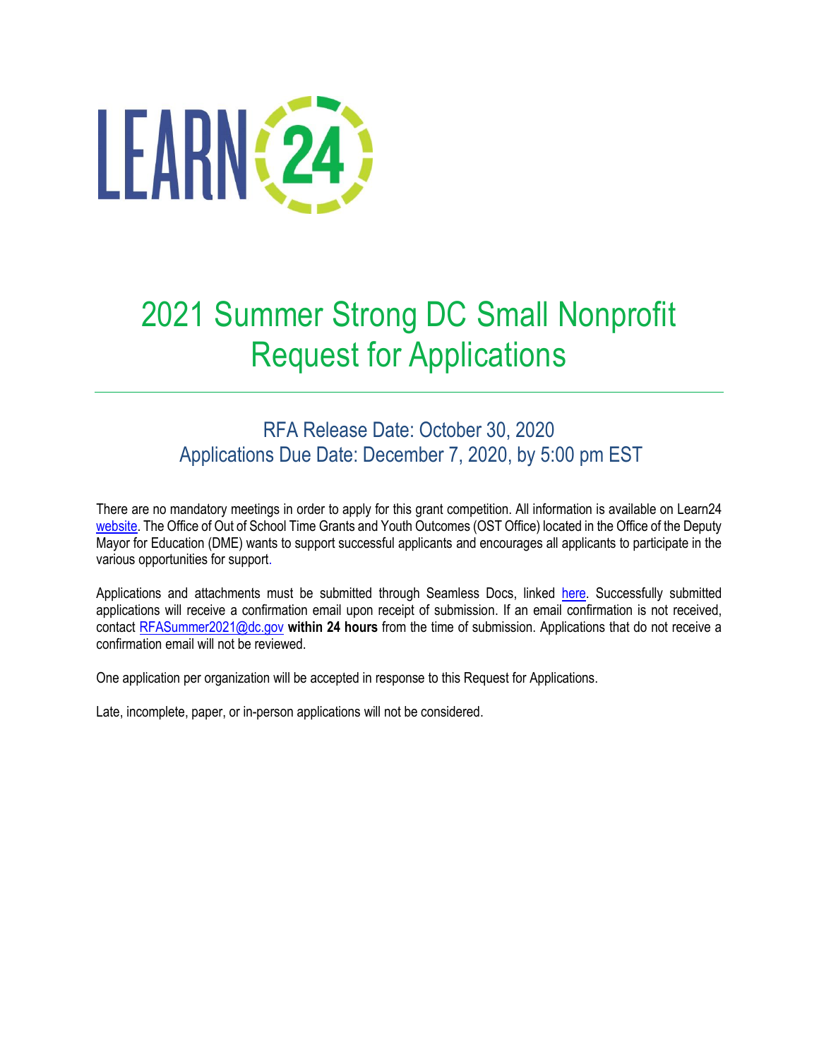LEARN 24

# 2021 Summer Strong DC Small Nonprofit Request for Applications

## RFA Release Date: October 30, 2020
## Applications Due Date: December 7, 2020, by 5:00 pm EST

There are no mandatory meetings in order to apply for this grant competition. All information is available on Learn24 website. The Office of Out of School Time Grants and Youth Outcomes (OST Office) located in the Office of the Deputy Mayor for Education (DME) wants to support successful applicants and encourages all applicants to participate in the various opportunities for support.

Applications and attachments must be submitted through Seamless Docs, linked here. Successfully submitted applications will receive a confirmation email upon receipt of submission. If an email confirmation is not received, contact RFASummer2021@dc.gov **within 24 hours** from the time of submission. Applications that do not receive a confirmation email will not be reviewed.

One application per organization will be accepted in response to this Request for Applications.

Late, incomplete, paper, or in-person applications will not be considered.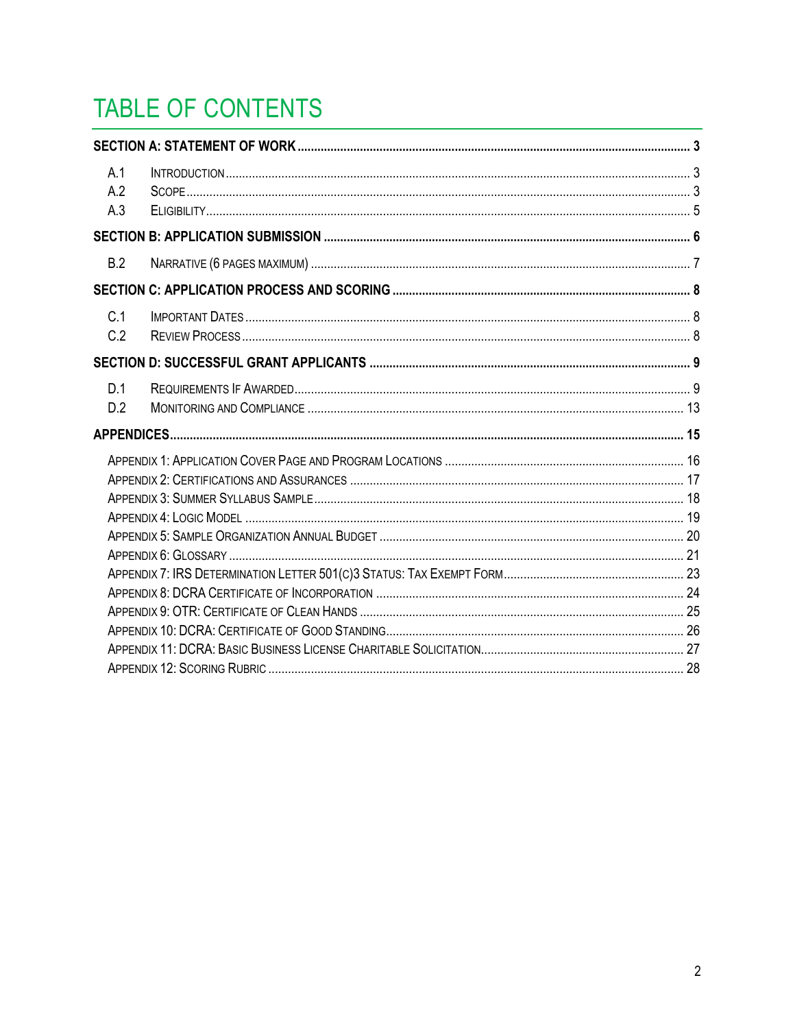# TABLE OF CONTENTS

**SECTION A: STATEMENT OF WORK** .......... 3

- A.1 INTRODUCTION .......... 3
- A.2 SCOPE .......... 3
- A.3 ELIGIBILITY .......... 5

**SECTION B: APPLICATION SUBMISSION** .......... 6

- B.2 NARRATIVE (6 PAGES MAXIMUM) .......... 7

**SECTION C: APPLICATION PROCESS AND SCORING** .......... 8

- C.1 IMPORTANT DATES .......... 8
- C.2 REVIEW PROCESS .......... 8

**SECTION D: SUCCESSFUL GRANT APPLICANTS** .......... 9

- D.1 REQUIREMENTS IF AWARDED .......... 9
- D.2 MONITORING AND COMPLIANCE .......... 13

**APPENDICES** .......... 15

- APPENDIX 1: APPLICATION COVER PAGE AND PROGRAM LOCATIONS .......... 16
- APPENDIX 2: CERTIFICATIONS AND ASSURANCES .......... 17
- APPENDIX 3: SUMMER SYLLABUS SAMPLE .......... 18
- APPENDIX 4: LOGIC MODEL .......... 19
- APPENDIX 5: SAMPLE ORGANIZATION ANNUAL BUDGET .......... 20
- APPENDIX 6: GLOSSARY .......... 21
- APPENDIX 7: IRS DETERMINATION LETTER 501(C)3 STATUS: TAX EXEMPT FORM .......... 23
- APPENDIX 8: DCRA CERTIFICATE OF INCORPORATION .......... 24
- APPENDIX 9: OTR: CERTIFICATE OF CLEAN HANDS .......... 25
- APPENDIX 10: DCRA: CERTIFICATE OF GOOD STANDING .......... 26
- APPENDIX 11: DCRA: BASIC BUSINESS LICENSE CHARITABLE SOLICITATION .......... 27
- APPENDIX 12: SCORING RUBRIC .......... 28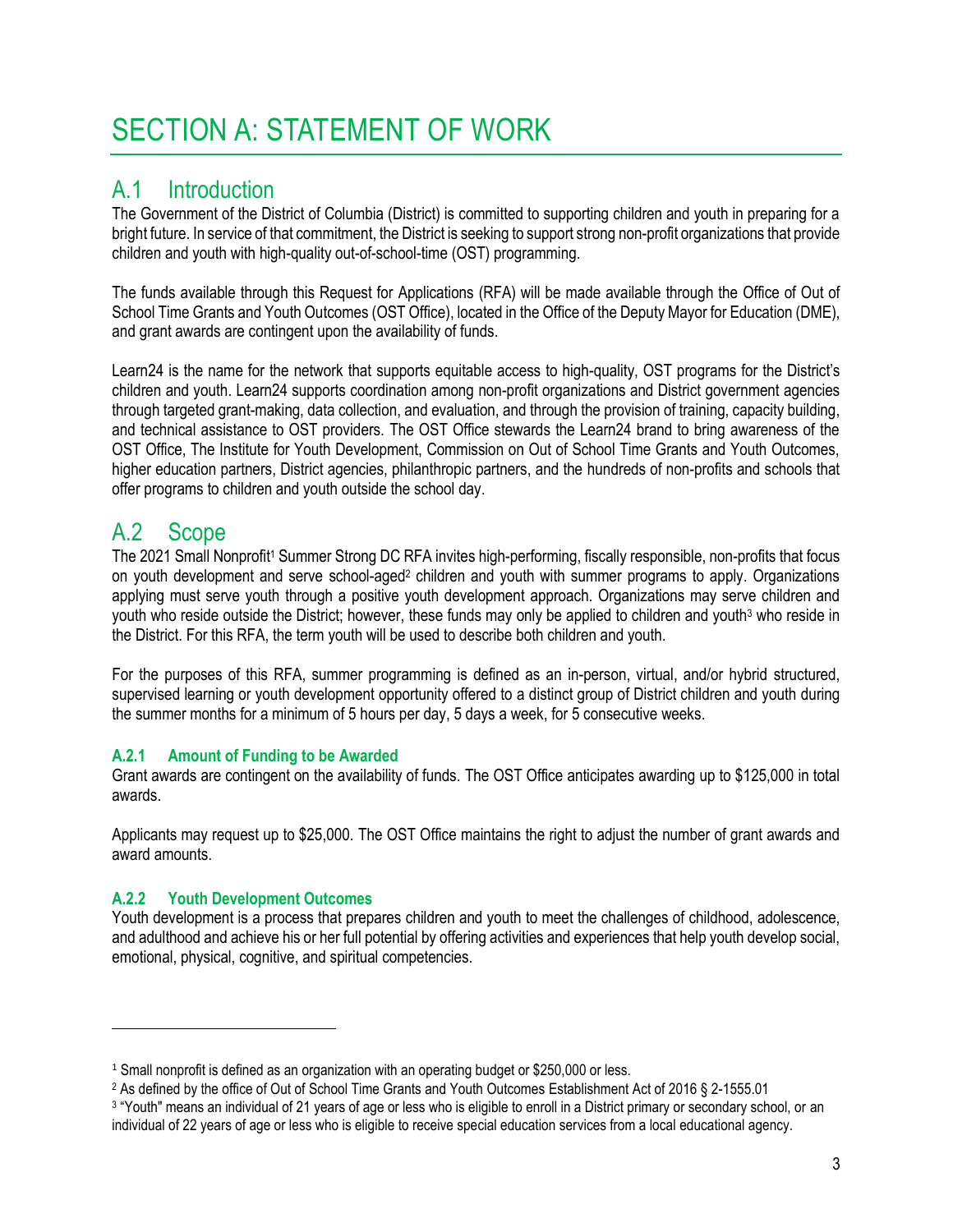# SECTION A: STATEMENT OF WORK

## A.1 Introduction

The Government of the District of Columbia (District) is committed to supporting children and youth in preparing for a bright future. In service of that commitment, the District is seeking to support strong non-profit organizations that provide children and youth with high-quality out-of-school-time (OST) programming.

The funds available through this Request for Applications (RFA) will be made available through the Office of Out of School Time Grants and Youth Outcomes (OST Office), located in the Office of the Deputy Mayor for Education (DME), and grant awards are contingent upon the availability of funds.

Learn24 is the name for the network that supports equitable access to high-quality, OST programs for the District's children and youth. Learn24 supports coordination among non-profit organizations and District government agencies through targeted grant-making, data collection, and evaluation, and through the provision of training, capacity building, and technical assistance to OST providers. The OST Office stewards the Learn24 brand to bring awareness of the OST Office, The Institute for Youth Development, Commission on Out of School Time Grants and Youth Outcomes, higher education partners, District agencies, philanthropic partners, and the hundreds of non-profits and schools that offer programs to children and youth outside the school day.

## A.2 Scope

The 2021 Small Nonprofit[1] Summer Strong DC RFA invites high-performing, fiscally responsible, non-profits that focus on youth development and serve school-aged[2] children and youth with summer programs to apply. Organizations applying must serve youth through a positive youth development approach. Organizations may serve children and youth who reside outside the District; however, these funds may only be applied to children and youth[3] who reside in the District. For this RFA, the term youth will be used to describe both children and youth.

For the purposes of this RFA, summer programming is defined as an in-person, virtual, and/or hybrid structured, supervised learning or youth development opportunity offered to a distinct group of District children and youth during the summer months for a minimum of 5 hours per day, 5 days a week, for 5 consecutive weeks.

### A.2.1 Amount of Funding to be Awarded

Grant awards are contingent on the availability of funds. The OST Office anticipates awarding up to $125,000 in total awards.

Applicants may request up to $25,000. The OST Office maintains the right to adjust the number of grant awards and award amounts.

### A.2.2 Youth Development Outcomes

Youth development is a process that prepares children and youth to meet the challenges of childhood, adolescence, and adulthood and achieve his or her full potential by offering activities and experiences that help youth develop social, emotional, physical, cognitive, and spiritual competencies.

---

[1] Small nonprofit is defined as an organization with an operating budget or $250,000 or less.

[2] As defined by the office of Out of School Time Grants and Youth Outcomes Establishment Act of 2016 § 2-1555.01

[3] "Youth" means an individual of 21 years of age or less who is eligible to enroll in a District primary or secondary school, or an individual of 22 years of age or less who is eligible to receive special education services from a local educational agency.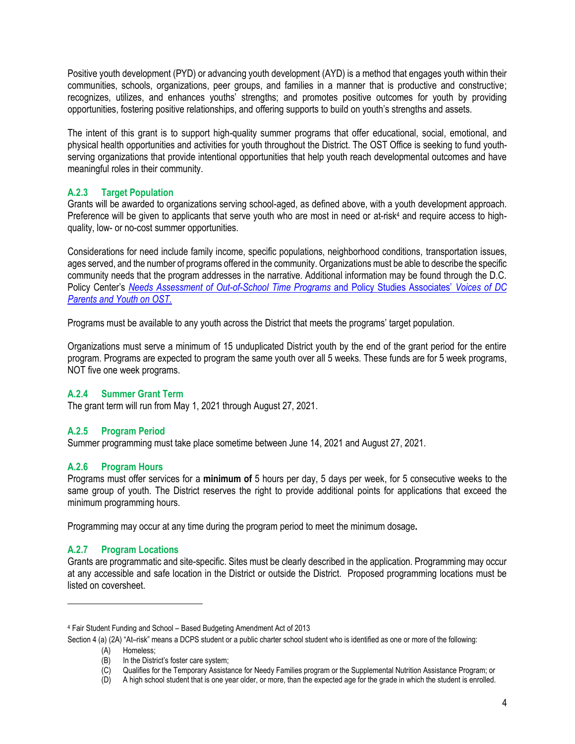Positive youth development (PYD) or advancing youth development (AYD) is a method that engages youth within their communities, schools, organizations, peer groups, and families in a manner that is productive and constructive; recognizes, utilizes, and enhances youths' strengths; and promotes positive outcomes for youth by providing opportunities, fostering positive relationships, and offering supports to build on youth's strengths and assets.

The intent of this grant is to support high-quality summer programs that offer educational, social, emotional, and physical health opportunities and activities for youth throughout the District. The OST Office is seeking to fund youth-serving organizations that provide intentional opportunities that help youth reach developmental outcomes and have meaningful roles in their community.

### A.2.3 Target Population

Grants will be awarded to organizations serving school-aged, as defined above, with a youth development approach. Preference will be given to applicants that serve youth who are most in need or at-risk[4] and require access to high-quality, low- or no-cost summer opportunities.

Considerations for need include family income, specific populations, neighborhood conditions, transportation issues, ages served, and the number of programs offered in the community. Organizations must be able to describe the specific community needs that the program addresses in the narrative. Additional information may be found through the D.C. Policy Center's *Needs Assessment of Out-of-School Time Programs* and Policy Studies Associates' *Voices of DC Parents and Youth on OST*.

Programs must be available to any youth across the District that meets the programs' target population.

Organizations must serve a minimum of 15 unduplicated District youth by the end of the grant period for the entire program. Programs are expected to program the same youth over all 5 weeks. These funds are for 5 week programs, NOT five one week programs.

### A.2.4 Summer Grant Term

The grant term will run from May 1, 2021 through August 27, 2021.

### A.2.5 Program Period

Summer programming must take place sometime between June 14, 2021 and August 27, 2021.

### A.2.6 Program Hours

Programs must offer services for a **minimum of** 5 hours per day, 5 days per week, for 5 consecutive weeks to the same group of youth. The District reserves the right to provide additional points for applications that exceed the minimum programming hours.

Programming may occur at any time during the program period to meet the minimum dosage**.**

### A.2.7 Program Locations

Grants are programmatic and site-specific. Sites must be clearly described in the application. Programming may occur at any accessible and safe location in the District or outside the District. Proposed programming locations must be listed on coversheet.

---

[4] Fair Student Funding and School – Based Budgeting Amendment Act of 2013

Section 4 (a) (2A) "At–risk" means a DCPS student or a public charter school student who is identified as one or more of the following:

- (A) Homeless;
- (B) In the District's foster care system;
- (C) Qualifies for the Temporary Assistance for Needy Families program or the Supplemental Nutrition Assistance Program; or
- (D) A high school student that is one year older, or more, than the expected age for the grade in which the student is enrolled.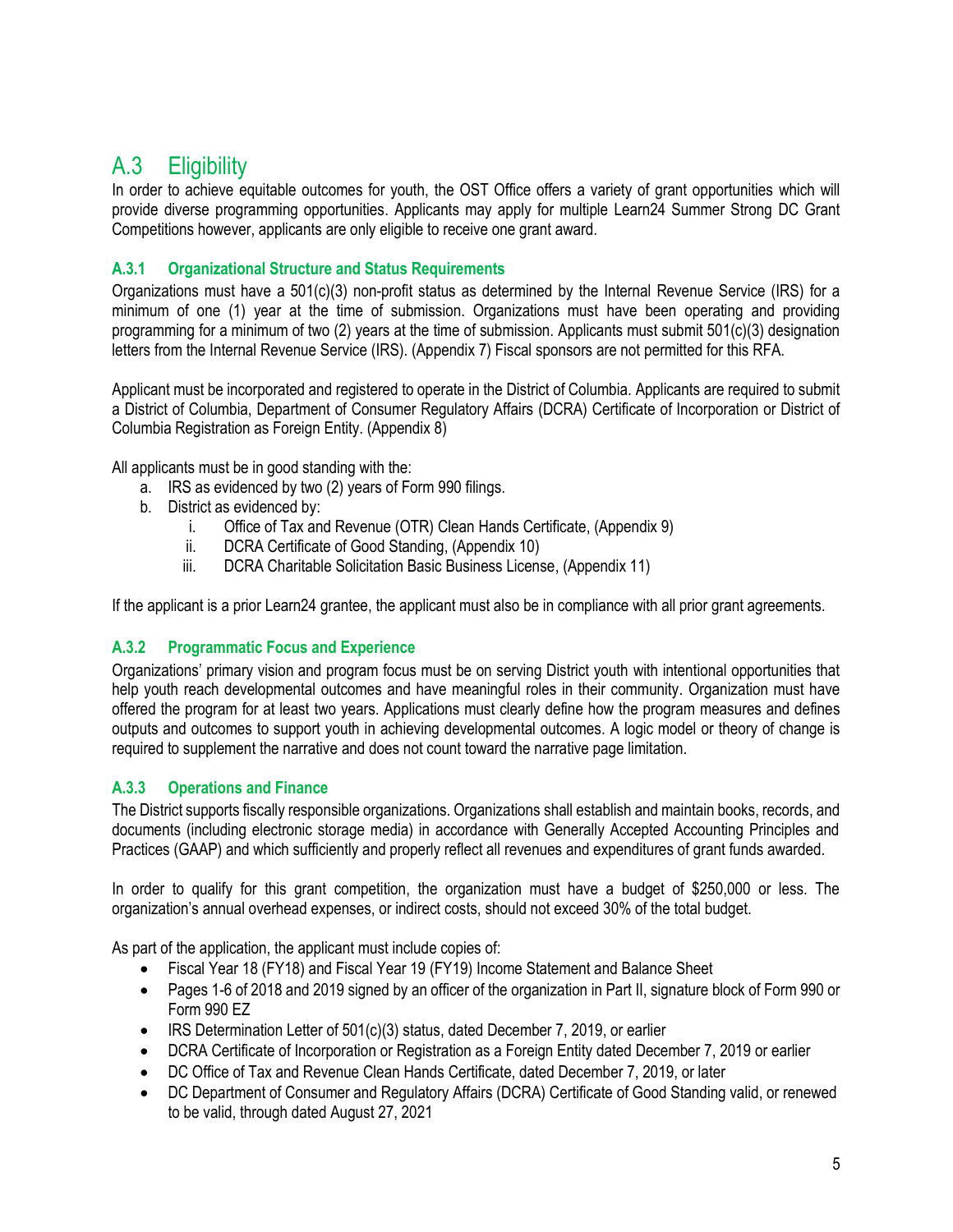## A.3 Eligibility

In order to achieve equitable outcomes for youth, the OST Office offers a variety of grant opportunities which will provide diverse programming opportunities. Applicants may apply for multiple Learn24 Summer Strong DC Grant Competitions however, applicants are only eligible to receive one grant award.

### A.3.1 Organizational Structure and Status Requirements

Organizations must have a 501(c)(3) non-profit status as determined by the Internal Revenue Service (IRS) for a minimum of one (1) year at the time of submission. Organizations must have been operating and providing programming for a minimum of two (2) years at the time of submission. Applicants must submit 501(c)(3) designation letters from the Internal Revenue Service (IRS). (Appendix 7) Fiscal sponsors are not permitted for this RFA.

Applicant must be incorporated and registered to operate in the District of Columbia. Applicants are required to submit a District of Columbia, Department of Consumer Regulatory Affairs (DCRA) Certificate of Incorporation or District of Columbia Registration as Foreign Entity. (Appendix 8)

All applicants must be in good standing with the:

a. IRS as evidenced by two (2) years of Form 990 filings.
b. District as evidenced by:
   i. Office of Tax and Revenue (OTR) Clean Hands Certificate, (Appendix 9)
   ii. DCRA Certificate of Good Standing, (Appendix 10)
   iii. DCRA Charitable Solicitation Basic Business License, (Appendix 11)

If the applicant is a prior Learn24 grantee, the applicant must also be in compliance with all prior grant agreements.

### A.3.2 Programmatic Focus and Experience

Organizations' primary vision and program focus must be on serving District youth with intentional opportunities that help youth reach developmental outcomes and have meaningful roles in their community. Organization must have offered the program for at least two years. Applications must clearly define how the program measures and defines outputs and outcomes to support youth in achieving developmental outcomes. A logic model or theory of change is required to supplement the narrative and does not count toward the narrative page limitation.

### A.3.3 Operations and Finance

The District supports fiscally responsible organizations. Organizations shall establish and maintain books, records, and documents (including electronic storage media) in accordance with Generally Accepted Accounting Principles and Practices (GAAP) and which sufficiently and properly reflect all revenues and expenditures of grant funds awarded.

In order to qualify for this grant competition, the organization must have a budget of $250,000 or less. The organization's annual overhead expenses, or indirect costs, should not exceed 30% of the total budget.

As part of the application, the applicant must include copies of:

- Fiscal Year 18 (FY18) and Fiscal Year 19 (FY19) Income Statement and Balance Sheet
- Pages 1-6 of 2018 and 2019 signed by an officer of the organization in Part II, signature block of Form 990 or Form 990 EZ
- IRS Determination Letter of 501(c)(3) status, dated December 7, 2019, or earlier
- DCRA Certificate of Incorporation or Registration as a Foreign Entity dated December 7, 2019 or earlier
- DC Office of Tax and Revenue Clean Hands Certificate, dated December 7, 2019, or later
- DC Department of Consumer and Regulatory Affairs (DCRA) Certificate of Good Standing valid, or renewed to be valid, through dated August 27, 2021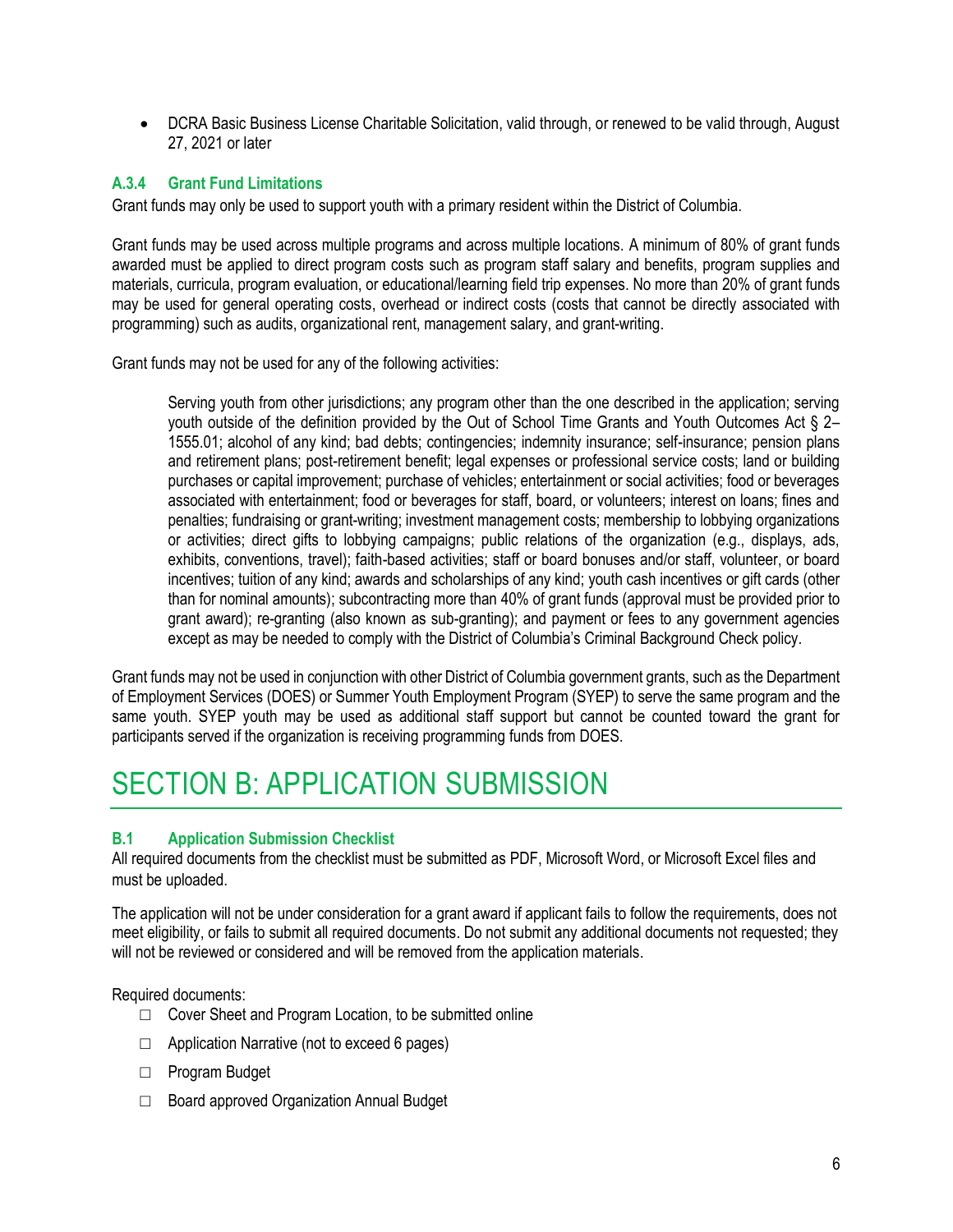- DCRA Basic Business License Charitable Solicitation, valid through, or renewed to be valid through, August 27, 2021 or later

### A.3.4 Grant Fund Limitations

Grant funds may only be used to support youth with a primary resident within the District of Columbia.

Grant funds may be used across multiple programs and across multiple locations. A minimum of 80% of grant funds awarded must be applied to direct program costs such as program staff salary and benefits, program supplies and materials, curricula, program evaluation, or educational/learning field trip expenses. No more than 20% of grant funds may be used for general operating costs, overhead or indirect costs (costs that cannot be directly associated with programming) such as audits, organizational rent, management salary, and grant-writing.

Grant funds may not be used for any of the following activities:

> Serving youth from other jurisdictions; any program other than the one described in the application; serving youth outside of the definition provided by the Out of School Time Grants and Youth Outcomes Act § 2–1555.01; alcohol of any kind; bad debts; contingencies; indemnity insurance; self-insurance; pension plans and retirement plans; post-retirement benefit; legal expenses or professional service costs; land or building purchases or capital improvement; purchase of vehicles; entertainment or social activities; food or beverages associated with entertainment; food or beverages for staff, board, or volunteers; interest on loans; fines and penalties; fundraising or grant-writing; investment management costs; membership to lobbying organizations or activities; direct gifts to lobbying campaigns; public relations of the organization (e.g., displays, ads, exhibits, conventions, travel); faith-based activities; staff or board bonuses and/or staff, volunteer, or board incentives; tuition of any kind; awards and scholarships of any kind; youth cash incentives or gift cards (other than for nominal amounts); subcontracting more than 40% of grant funds (approval must be provided prior to grant award); re-granting (also known as sub-granting); and payment or fees to any government agencies except as may be needed to comply with the District of Columbia's Criminal Background Check policy.

Grant funds may not be used in conjunction with other District of Columbia government grants, such as the Department of Employment Services (DOES) or Summer Youth Employment Program (SYEP) to serve the same program and the same youth. SYEP youth may be used as additional staff support but cannot be counted toward the grant for participants served if the organization is receiving programming funds from DOES.

# SECTION B: APPLICATION SUBMISSION

### B.1 Application Submission Checklist

All required documents from the checklist must be submitted as PDF, Microsoft Word, or Microsoft Excel files and must be uploaded.

The application will not be under consideration for a grant award if applicant fails to follow the requirements, does not meet eligibility, or fails to submit all required documents. Do not submit any additional documents not requested; they will not be reviewed or considered and will be removed from the application materials.

Required documents:

- ☐ Cover Sheet and Program Location, to be submitted online
- ☐ Application Narrative (not to exceed 6 pages)
- ☐ Program Budget
- ☐ Board approved Organization Annual Budget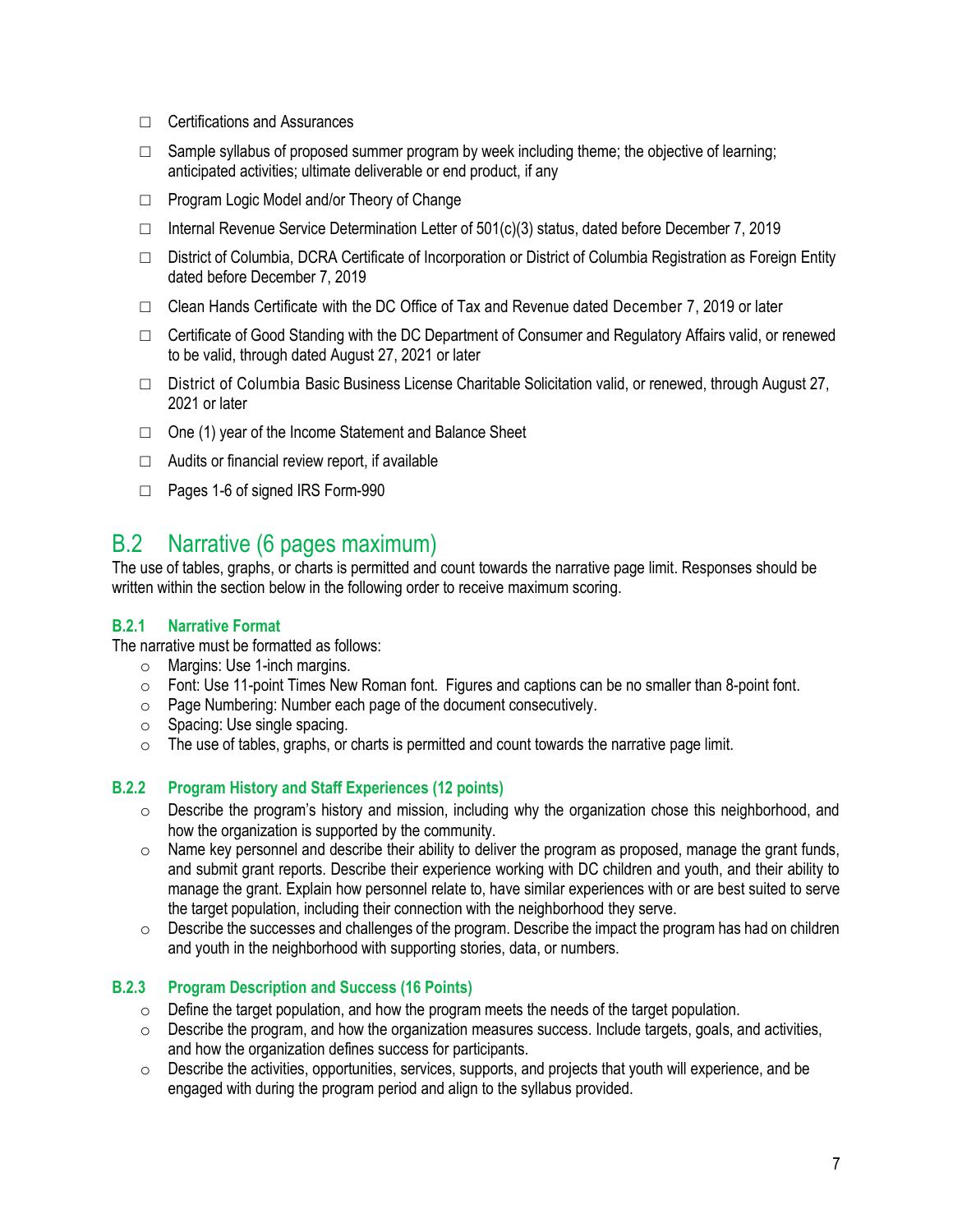- ☐ Certifications and Assurances
- ☐ Sample syllabus of proposed summer program by week including theme; the objective of learning; anticipated activities; ultimate deliverable or end product, if any
- ☐ Program Logic Model and/or Theory of Change
- ☐ Internal Revenue Service Determination Letter of 501(c)(3) status, dated before December 7, 2019
- ☐ District of Columbia, DCRA Certificate of Incorporation or District of Columbia Registration as Foreign Entity dated before December 7, 2019
- ☐ Clean Hands Certificate with the DC Office of Tax and Revenue dated December 7, 2019 or later
- ☐ Certificate of Good Standing with the DC Department of Consumer and Regulatory Affairs valid, or renewed to be valid, through dated August 27, 2021 or later
- ☐ District of Columbia Basic Business License Charitable Solicitation valid, or renewed, through August 27, 2021 or later
- ☐ One (1) year of the Income Statement and Balance Sheet
- ☐ Audits or financial review report, if available
- ☐ Pages 1-6 of signed IRS Form-990

## B.2 Narrative (6 pages maximum)

The use of tables, graphs, or charts is permitted and count towards the narrative page limit. Responses should be written within the section below in the following order to receive maximum scoring.

### B.2.1 Narrative Format

The narrative must be formatted as follows:

- Margins: Use 1-inch margins.
- Font: Use 11-point Times New Roman font. Figures and captions can be no smaller than 8-point font.
- Page Numbering: Number each page of the document consecutively.
- Spacing: Use single spacing.
- The use of tables, graphs, or charts is permitted and count towards the narrative page limit.

### B.2.2 Program History and Staff Experiences (12 points)

- Describe the program's history and mission, including why the organization chose this neighborhood, and how the organization is supported by the community.
- Name key personnel and describe their ability to deliver the program as proposed, manage the grant funds, and submit grant reports. Describe their experience working with DC children and youth, and their ability to manage the grant. Explain how personnel relate to, have similar experiences with or are best suited to serve the target population, including their connection with the neighborhood they serve.
- Describe the successes and challenges of the program. Describe the impact the program has had on children and youth in the neighborhood with supporting stories, data, or numbers.

### B.2.3 Program Description and Success (16 Points)

- Define the target population, and how the program meets the needs of the target population.
- Describe the program, and how the organization measures success. Include targets, goals, and activities, and how the organization defines success for participants.
- Describe the activities, opportunities, services, supports, and projects that youth will experience, and be engaged with during the program period and align to the syllabus provided.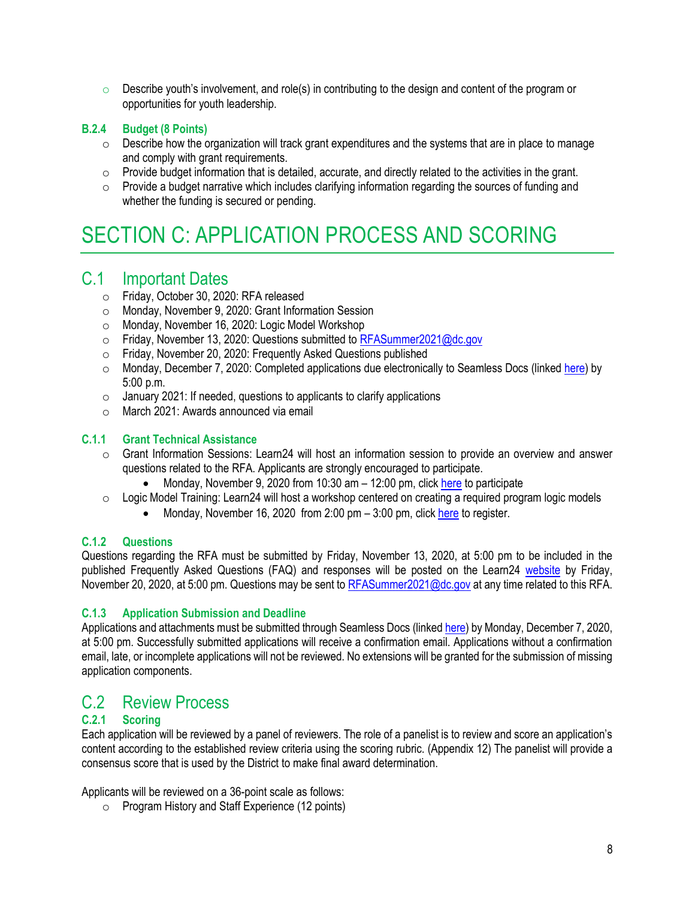- Describe youth's involvement, and role(s) in contributing to the design and content of the program or opportunities for youth leadership.

### B.2.4 Budget (8 Points)

- Describe how the organization will track grant expenditures and the systems that are in place to manage and comply with grant requirements.
- Provide budget information that is detailed, accurate, and directly related to the activities in the grant.
- Provide a budget narrative which includes clarifying information regarding the sources of funding and whether the funding is secured or pending.

# SECTION C: APPLICATION PROCESS AND SCORING

## C.1 Important Dates

- Friday, October 30, 2020: RFA released
- Monday, November 9, 2020: Grant Information Session
- Monday, November 16, 2020: Logic Model Workshop
- Friday, November 13, 2020: Questions submitted to RFASummer2021@dc.gov
- Friday, November 20, 2020: Frequently Asked Questions published
- Monday, December 7, 2020: Completed applications due electronically to Seamless Docs (linked here) by 5:00 p.m.
- January 2021: If needed, questions to applicants to clarify applications
- March 2021: Awards announced via email

### C.1.1 Grant Technical Assistance

- Grant Information Sessions: Learn24 will host an information session to provide an overview and answer questions related to the RFA. Applicants are strongly encouraged to participate.
  - Monday, November 9, 2020 from 10:30 am – 12:00 pm, click here to participate
- Logic Model Training: Learn24 will host a workshop centered on creating a required program logic models
  - Monday, November 16, 2020 from 2:00 pm – 3:00 pm, click here to register.

### C.1.2 Questions

Questions regarding the RFA must be submitted by Friday, November 13, 2020, at 5:00 pm to be included in the published Frequently Asked Questions (FAQ) and responses will be posted on the Learn24 website by Friday, November 20, 2020, at 5:00 pm. Questions may be sent to RFASummer2021@dc.gov at any time related to this RFA.

### C.1.3 Application Submission and Deadline

Applications and attachments must be submitted through Seamless Docs (linked here) by Monday, December 7, 2020, at 5:00 pm. Successfully submitted applications will receive a confirmation email. Applications without a confirmation email, late, or incomplete applications will not be reviewed. No extensions will be granted for the submission of missing application components.

## C.2 Review Process

### C.2.1 Scoring

Each application will be reviewed by a panel of reviewers. The role of a panelist is to review and score an application's content according to the established review criteria using the scoring rubric. (Appendix 12) The panelist will provide a consensus score that is used by the District to make final award determination.

Applicants will be reviewed on a 36-point scale as follows:

- Program History and Staff Experience (12 points)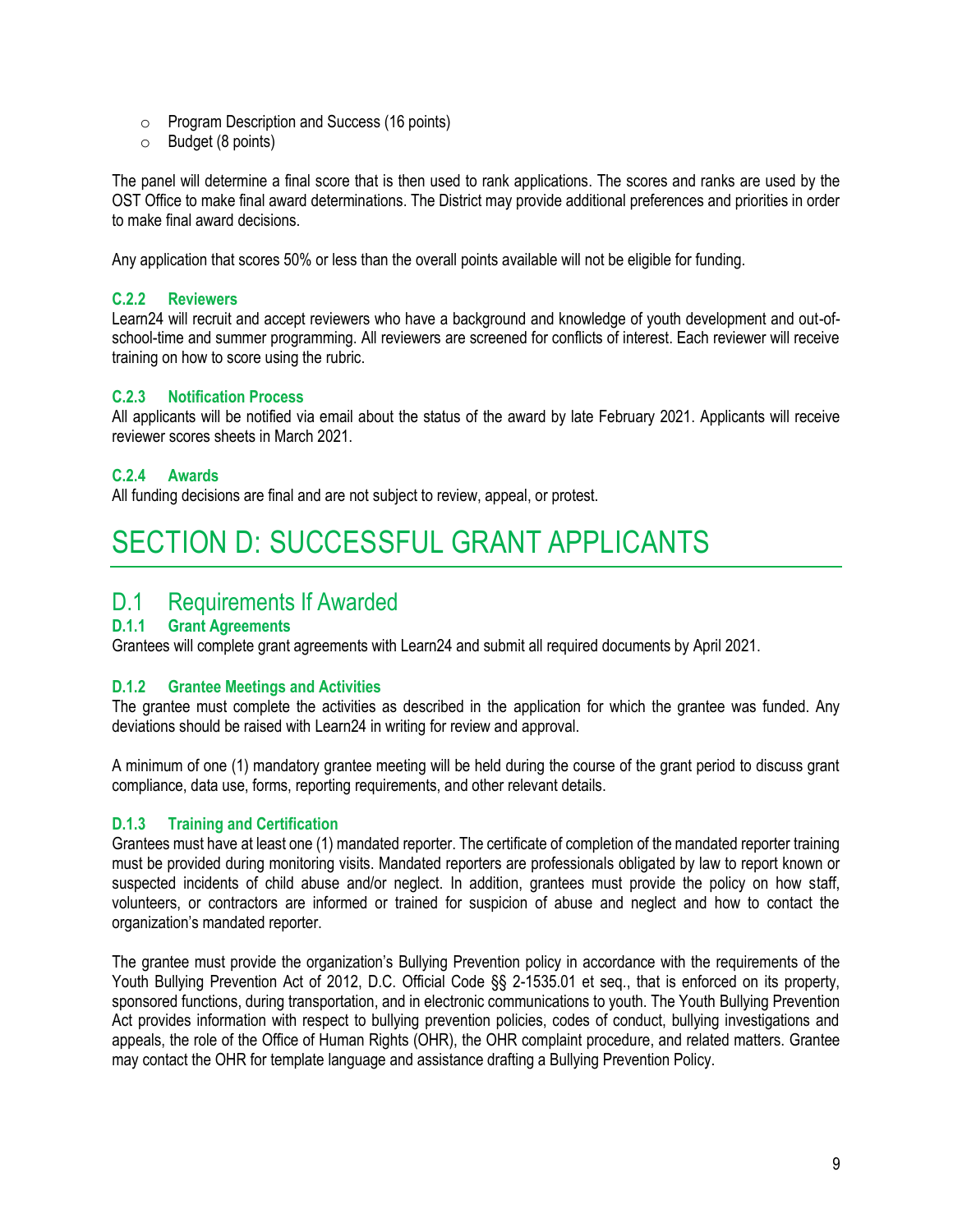- Program Description and Success (16 points)
- Budget (8 points)

The panel will determine a final score that is then used to rank applications. The scores and ranks are used by the OST Office to make final award determinations. The District may provide additional preferences and priorities in order to make final award decisions.

Any application that scores 50% or less than the overall points available will not be eligible for funding.

### C.2.2 Reviewers

Learn24 will recruit and accept reviewers who have a background and knowledge of youth development and out-of-school-time and summer programming. All reviewers are screened for conflicts of interest. Each reviewer will receive training on how to score using the rubric.

### C.2.3 Notification Process

All applicants will be notified via email about the status of the award by late February 2021. Applicants will receive reviewer scores sheets in March 2021.

### C.2.4 Awards

All funding decisions are final and are not subject to review, appeal, or protest.

# SECTION D: SUCCESSFUL GRANT APPLICANTS

## D.1 Requirements If Awarded

### D.1.1 Grant Agreements

Grantees will complete grant agreements with Learn24 and submit all required documents by April 2021.

### D.1.2 Grantee Meetings and Activities

The grantee must complete the activities as described in the application for which the grantee was funded. Any deviations should be raised with Learn24 in writing for review and approval.

A minimum of one (1) mandatory grantee meeting will be held during the course of the grant period to discuss grant compliance, data use, forms, reporting requirements, and other relevant details.

### D.1.3 Training and Certification

Grantees must have at least one (1) mandated reporter. The certificate of completion of the mandated reporter training must be provided during monitoring visits. Mandated reporters are professionals obligated by law to report known or suspected incidents of child abuse and/or neglect. In addition, grantees must provide the policy on how staff, volunteers, or contractors are informed or trained for suspicion of abuse and neglect and how to contact the organization's mandated reporter.

The grantee must provide the organization's Bullying Prevention policy in accordance with the requirements of the Youth Bullying Prevention Act of 2012, D.C. Official Code §§ 2-1535.01 et seq., that is enforced on its property, sponsored functions, during transportation, and in electronic communications to youth. The Youth Bullying Prevention Act provides information with respect to bullying prevention policies, codes of conduct, bullying investigations and appeals, the role of the Office of Human Rights (OHR), the OHR complaint procedure, and related matters. Grantee may contact the OHR for template language and assistance drafting a Bullying Prevention Policy.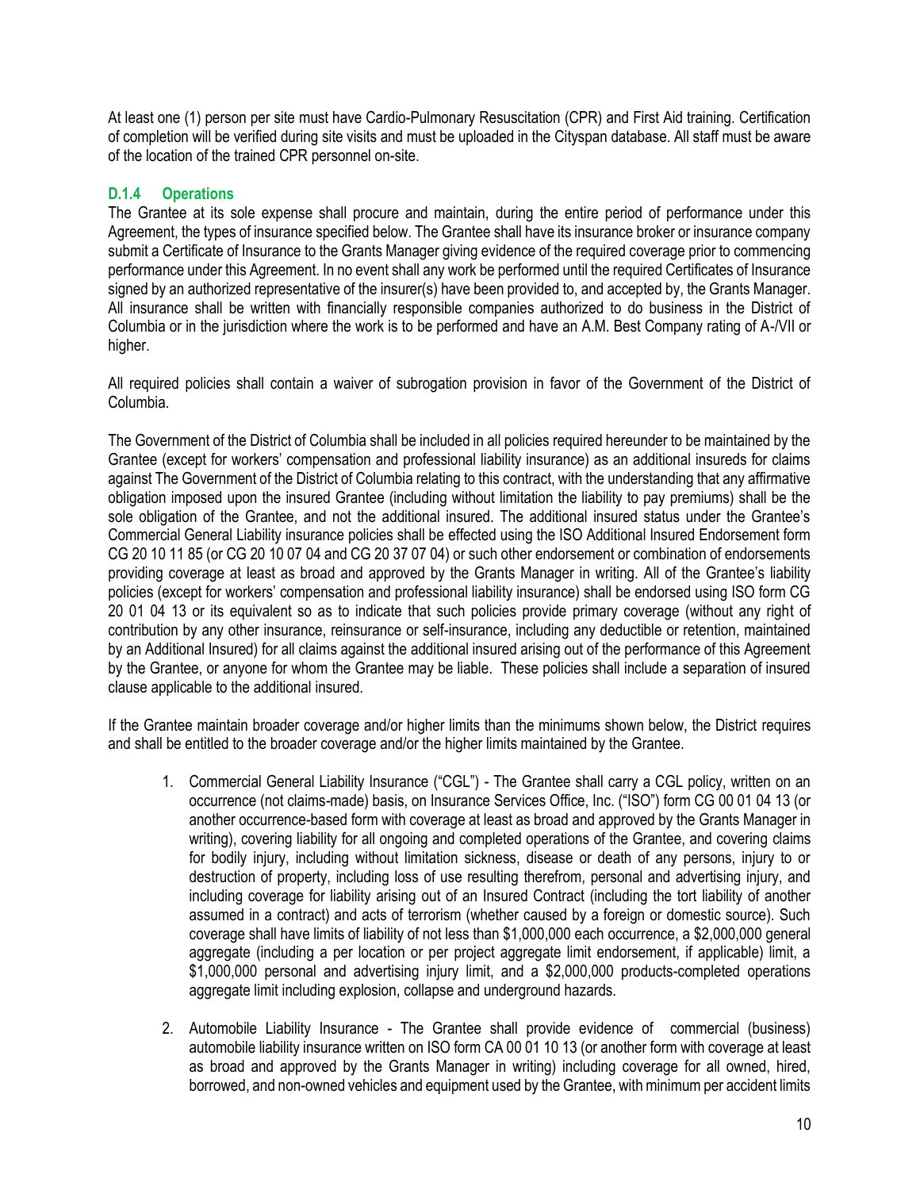At least one (1) person per site must have Cardio-Pulmonary Resuscitation (CPR) and First Aid training. Certification of completion will be verified during site visits and must be uploaded in the Cityspan database. All staff must be aware of the location of the trained CPR personnel on-site.

### D.1.4 Operations

The Grantee at its sole expense shall procure and maintain, during the entire period of performance under this Agreement, the types of insurance specified below. The Grantee shall have its insurance broker or insurance company submit a Certificate of Insurance to the Grants Manager giving evidence of the required coverage prior to commencing performance under this Agreement. In no event shall any work be performed until the required Certificates of Insurance signed by an authorized representative of the insurer(s) have been provided to, and accepted by, the Grants Manager. All insurance shall be written with financially responsible companies authorized to do business in the District of Columbia or in the jurisdiction where the work is to be performed and have an A.M. Best Company rating of A-/VII or higher.

All required policies shall contain a waiver of subrogation provision in favor of the Government of the District of Columbia.

The Government of the District of Columbia shall be included in all policies required hereunder to be maintained by the Grantee (except for workers' compensation and professional liability insurance) as an additional insureds for claims against The Government of the District of Columbia relating to this contract, with the understanding that any affirmative obligation imposed upon the insured Grantee (including without limitation the liability to pay premiums) shall be the sole obligation of the Grantee, and not the additional insured. The additional insured status under the Grantee's Commercial General Liability insurance policies shall be effected using the ISO Additional Insured Endorsement form CG 20 10 11 85 (or CG 20 10 07 04 and CG 20 37 07 04) or such other endorsement or combination of endorsements providing coverage at least as broad and approved by the Grants Manager in writing. All of the Grantee's liability policies (except for workers' compensation and professional liability insurance) shall be endorsed using ISO form CG 20 01 04 13 or its equivalent so as to indicate that such policies provide primary coverage (without any right of contribution by any other insurance, reinsurance or self-insurance, including any deductible or retention, maintained by an Additional Insured) for all claims against the additional insured arising out of the performance of this Agreement by the Grantee, or anyone for whom the Grantee may be liable. These policies shall include a separation of insured clause applicable to the additional insured.

If the Grantee maintain broader coverage and/or higher limits than the minimums shown below, the District requires and shall be entitled to the broader coverage and/or the higher limits maintained by the Grantee.

1. Commercial General Liability Insurance ("CGL") - The Grantee shall carry a CGL policy, written on an occurrence (not claims-made) basis, on Insurance Services Office, Inc. ("ISO") form CG 00 01 04 13 (or another occurrence-based form with coverage at least as broad and approved by the Grants Manager in writing), covering liability for all ongoing and completed operations of the Grantee, and covering claims for bodily injury, including without limitation sickness, disease or death of any persons, injury to or destruction of property, including loss of use resulting therefrom, personal and advertising injury, and including coverage for liability arising out of an Insured Contract (including the tort liability of another assumed in a contract) and acts of terrorism (whether caused by a foreign or domestic source). Such coverage shall have limits of liability of not less than $1,000,000 each occurrence, a $2,000,000 general aggregate (including a per location or per project aggregate limit endorsement, if applicable) limit, a $1,000,000 personal and advertising injury limit, and a $2,000,000 products-completed operations aggregate limit including explosion, collapse and underground hazards.

2. Automobile Liability Insurance - The Grantee shall provide evidence of commercial (business) automobile liability insurance written on ISO form CA 00 01 10 13 (or another form with coverage at least as broad and approved by the Grants Manager in writing) including coverage for all owned, hired, borrowed, and non-owned vehicles and equipment used by the Grantee, with minimum per accident limits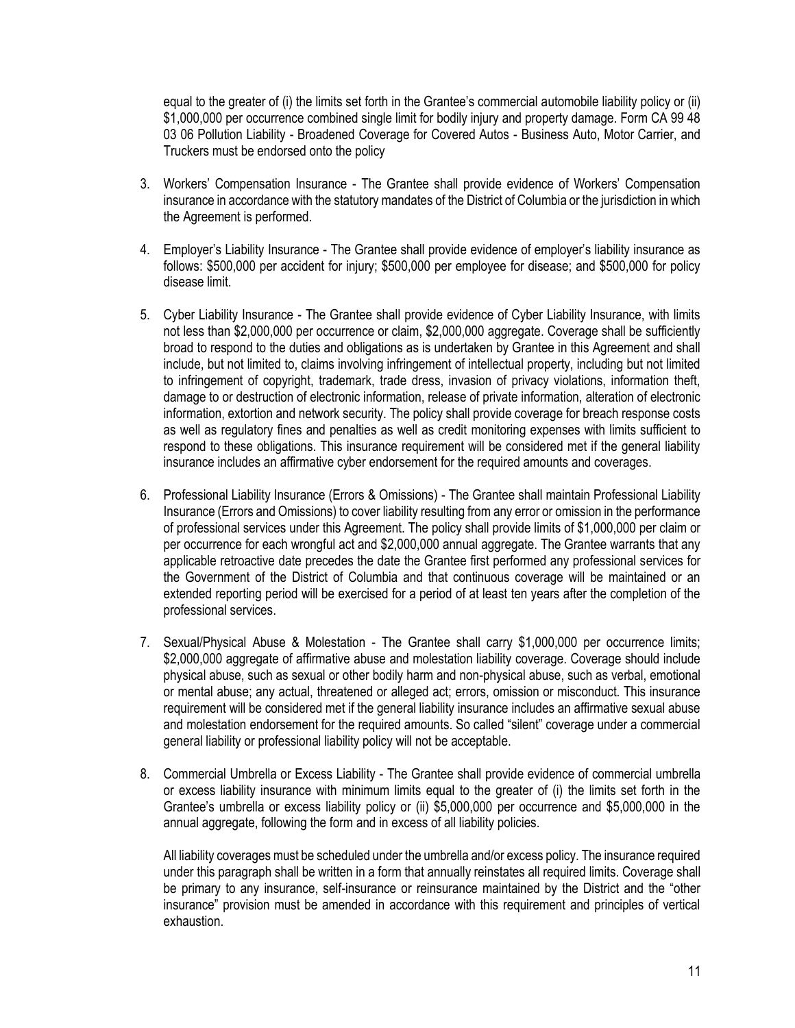equal to the greater of (i) the limits set forth in the Grantee's commercial automobile liability policy or (ii) $1,000,000 per occurrence combined single limit for bodily injury and property damage. Form CA 99 48 03 06 Pollution Liability - Broadened Coverage for Covered Autos - Business Auto, Motor Carrier, and Truckers must be endorsed onto the policy

3. Workers' Compensation Insurance - The Grantee shall provide evidence of Workers' Compensation insurance in accordance with the statutory mandates of the District of Columbia or the jurisdiction in which the Agreement is performed.

4. Employer's Liability Insurance - The Grantee shall provide evidence of employer's liability insurance as follows: $500,000 per accident for injury; $500,000 per employee for disease; and $500,000 for policy disease limit.

5. Cyber Liability Insurance - The Grantee shall provide evidence of Cyber Liability Insurance, with limits not less than $2,000,000 per occurrence or claim, $2,000,000 aggregate. Coverage shall be sufficiently broad to respond to the duties and obligations as is undertaken by Grantee in this Agreement and shall include, but not limited to, claims involving infringement of intellectual property, including but not limited to infringement of copyright, trademark, trade dress, invasion of privacy violations, information theft, damage to or destruction of electronic information, release of private information, alteration of electronic information, extortion and network security. The policy shall provide coverage for breach response costs as well as regulatory fines and penalties as well as credit monitoring expenses with limits sufficient to respond to these obligations. This insurance requirement will be considered met if the general liability insurance includes an affirmative cyber endorsement for the required amounts and coverages.

6. Professional Liability Insurance (Errors & Omissions) - The Grantee shall maintain Professional Liability Insurance (Errors and Omissions) to cover liability resulting from any error or omission in the performance of professional services under this Agreement. The policy shall provide limits of $1,000,000 per claim or per occurrence for each wrongful act and $2,000,000 annual aggregate. The Grantee warrants that any applicable retroactive date precedes the date the Grantee first performed any professional services for the Government of the District of Columbia and that continuous coverage will be maintained or an extended reporting period will be exercised for a period of at least ten years after the completion of the professional services.

7. Sexual/Physical Abuse & Molestation - The Grantee shall carry $1,000,000 per occurrence limits; $2,000,000 aggregate of affirmative abuse and molestation liability coverage. Coverage should include physical abuse, such as sexual or other bodily harm and non-physical abuse, such as verbal, emotional or mental abuse; any actual, threatened or alleged act; errors, omission or misconduct. This insurance requirement will be considered met if the general liability insurance includes an affirmative sexual abuse and molestation endorsement for the required amounts. So called "silent" coverage under a commercial general liability or professional liability policy will not be acceptable.

8. Commercial Umbrella or Excess Liability - The Grantee shall provide evidence of commercial umbrella or excess liability insurance with minimum limits equal to the greater of (i) the limits set forth in the Grantee's umbrella or excess liability policy or (ii) $5,000,000 per occurrence and $5,000,000 in the annual aggregate, following the form and in excess of all liability policies.

   All liability coverages must be scheduled under the umbrella and/or excess policy. The insurance required under this paragraph shall be written in a form that annually reinstates all required limits. Coverage shall be primary to any insurance, self-insurance or reinsurance maintained by the District and the "other insurance" provision must be amended in accordance with this requirement and principles of vertical exhaustion.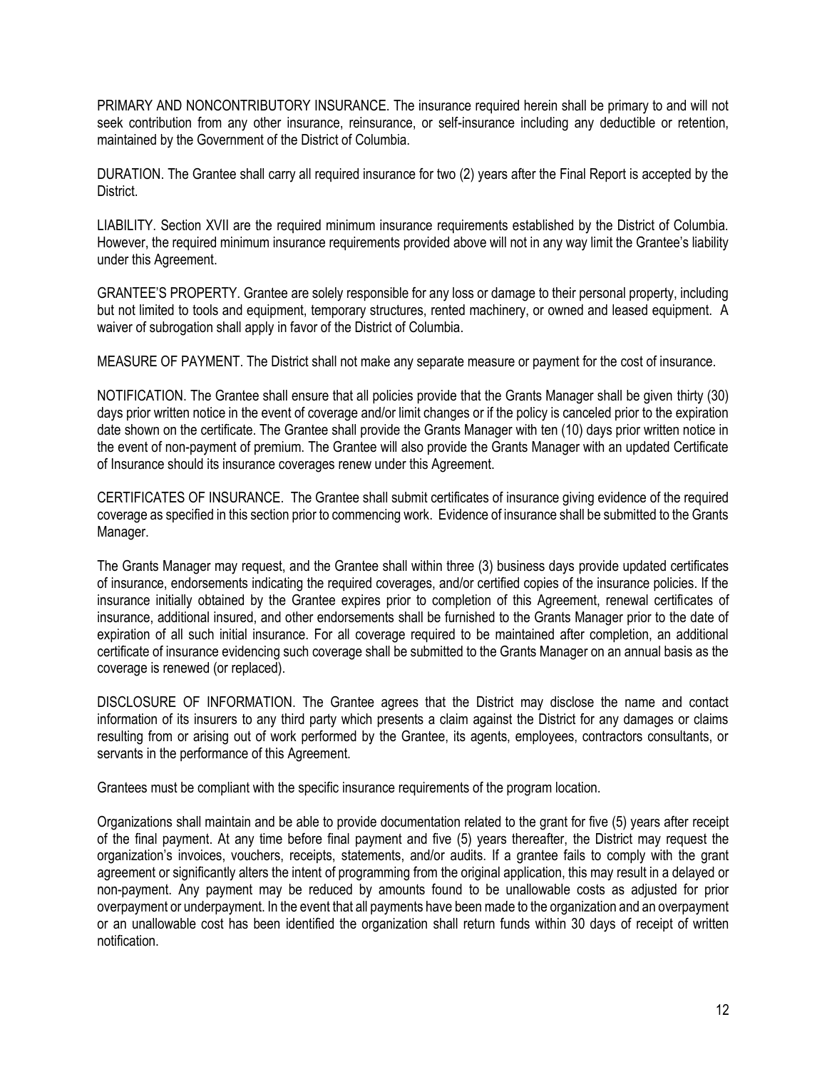PRIMARY AND NONCONTRIBUTORY INSURANCE. The insurance required herein shall be primary to and will not seek contribution from any other insurance, reinsurance, or self-insurance including any deductible or retention, maintained by the Government of the District of Columbia.

DURATION. The Grantee shall carry all required insurance for two (2) years after the Final Report is accepted by the District.

LIABILITY. Section XVII are the required minimum insurance requirements established by the District of Columbia. However, the required minimum insurance requirements provided above will not in any way limit the Grantee's liability under this Agreement.

GRANTEE'S PROPERTY. Grantee are solely responsible for any loss or damage to their personal property, including but not limited to tools and equipment, temporary structures, rented machinery, or owned and leased equipment. A waiver of subrogation shall apply in favor of the District of Columbia.

MEASURE OF PAYMENT. The District shall not make any separate measure or payment for the cost of insurance.

NOTIFICATION. The Grantee shall ensure that all policies provide that the Grants Manager shall be given thirty (30) days prior written notice in the event of coverage and/or limit changes or if the policy is canceled prior to the expiration date shown on the certificate. The Grantee shall provide the Grants Manager with ten (10) days prior written notice in the event of non-payment of premium. The Grantee will also provide the Grants Manager with an updated Certificate of Insurance should its insurance coverages renew under this Agreement.

CERTIFICATES OF INSURANCE. The Grantee shall submit certificates of insurance giving evidence of the required coverage as specified in this section prior to commencing work. Evidence of insurance shall be submitted to the Grants Manager.

The Grants Manager may request, and the Grantee shall within three (3) business days provide updated certificates of insurance, endorsements indicating the required coverages, and/or certified copies of the insurance policies. If the insurance initially obtained by the Grantee expires prior to completion of this Agreement, renewal certificates of insurance, additional insured, and other endorsements shall be furnished to the Grants Manager prior to the date of expiration of all such initial insurance. For all coverage required to be maintained after completion, an additional certificate of insurance evidencing such coverage shall be submitted to the Grants Manager on an annual basis as the coverage is renewed (or replaced).

DISCLOSURE OF INFORMATION. The Grantee agrees that the District may disclose the name and contact information of its insurers to any third party which presents a claim against the District for any damages or claims resulting from or arising out of work performed by the Grantee, its agents, employees, contractors consultants, or servants in the performance of this Agreement.

Grantees must be compliant with the specific insurance requirements of the program location.

Organizations shall maintain and be able to provide documentation related to the grant for five (5) years after receipt of the final payment. At any time before final payment and five (5) years thereafter, the District may request the organization's invoices, vouchers, receipts, statements, and/or audits. If a grantee fails to comply with the grant agreement or significantly alters the intent of programming from the original application, this may result in a delayed or non-payment. Any payment may be reduced by amounts found to be unallowable costs as adjusted for prior overpayment or underpayment. In the event that all payments have been made to the organization and an overpayment or an unallowable cost has been identified the organization shall return funds within 30 days of receipt of written notification.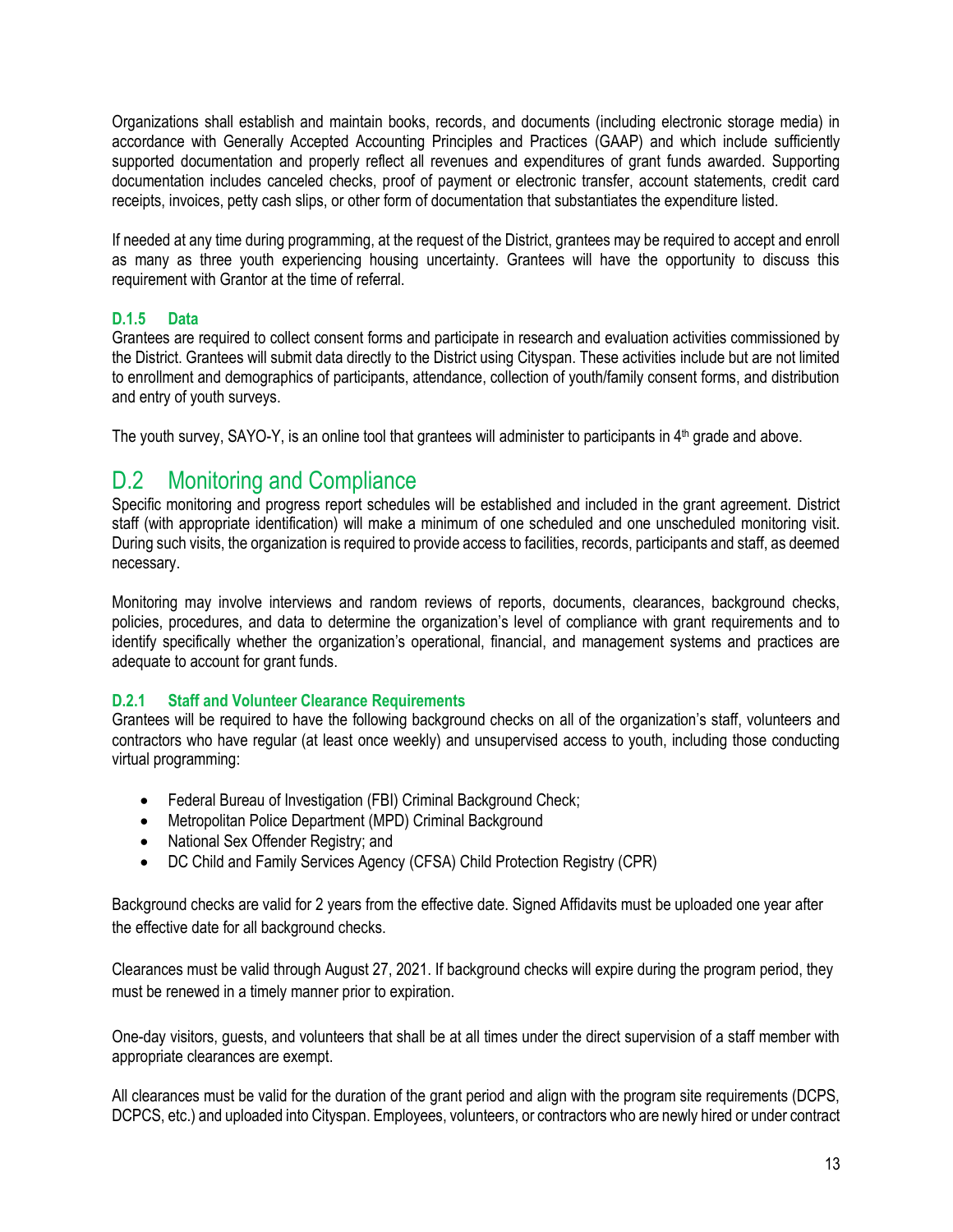Organizations shall establish and maintain books, records, and documents (including electronic storage media) in accordance with Generally Accepted Accounting Principles and Practices (GAAP) and which include sufficiently supported documentation and properly reflect all revenues and expenditures of grant funds awarded. Supporting documentation includes canceled checks, proof of payment or electronic transfer, account statements, credit card receipts, invoices, petty cash slips, or other form of documentation that substantiates the expenditure listed.

If needed at any time during programming, at the request of the District, grantees may be required to accept and enroll as many as three youth experiencing housing uncertainty. Grantees will have the opportunity to discuss this requirement with Grantor at the time of referral.

### D.1.5 Data

Grantees are required to collect consent forms and participate in research and evaluation activities commissioned by the District. Grantees will submit data directly to the District using Cityspan. These activities include but are not limited to enrollment and demographics of participants, attendance, collection of youth/family consent forms, and distribution and entry of youth surveys.

The youth survey, SAYO-Y, is an online tool that grantees will administer to participants in 4th grade and above.

## D.2 Monitoring and Compliance

Specific monitoring and progress report schedules will be established and included in the grant agreement. District staff (with appropriate identification) will make a minimum of one scheduled and one unscheduled monitoring visit. During such visits, the organization is required to provide access to facilities, records, participants and staff, as deemed necessary.

Monitoring may involve interviews and random reviews of reports, documents, clearances, background checks, policies, procedures, and data to determine the organization's level of compliance with grant requirements and to identify specifically whether the organization's operational, financial, and management systems and practices are adequate to account for grant funds.

### D.2.1 Staff and Volunteer Clearance Requirements

Grantees will be required to have the following background checks on all of the organization's staff, volunteers and contractors who have regular (at least once weekly) and unsupervised access to youth, including those conducting virtual programming:

- Federal Bureau of Investigation (FBI) Criminal Background Check;
- Metropolitan Police Department (MPD) Criminal Background
- National Sex Offender Registry; and
- DC Child and Family Services Agency (CFSA) Child Protection Registry (CPR)

Background checks are valid for 2 years from the effective date. Signed Affidavits must be uploaded one year after the effective date for all background checks.

Clearances must be valid through August 27, 2021. If background checks will expire during the program period, they must be renewed in a timely manner prior to expiration.

One-day visitors, guests, and volunteers that shall be at all times under the direct supervision of a staff member with appropriate clearances are exempt.

All clearances must be valid for the duration of the grant period and align with the program site requirements (DCPS, DCPCS, etc.) and uploaded into Cityspan. Employees, volunteers, or contractors who are newly hired or under contract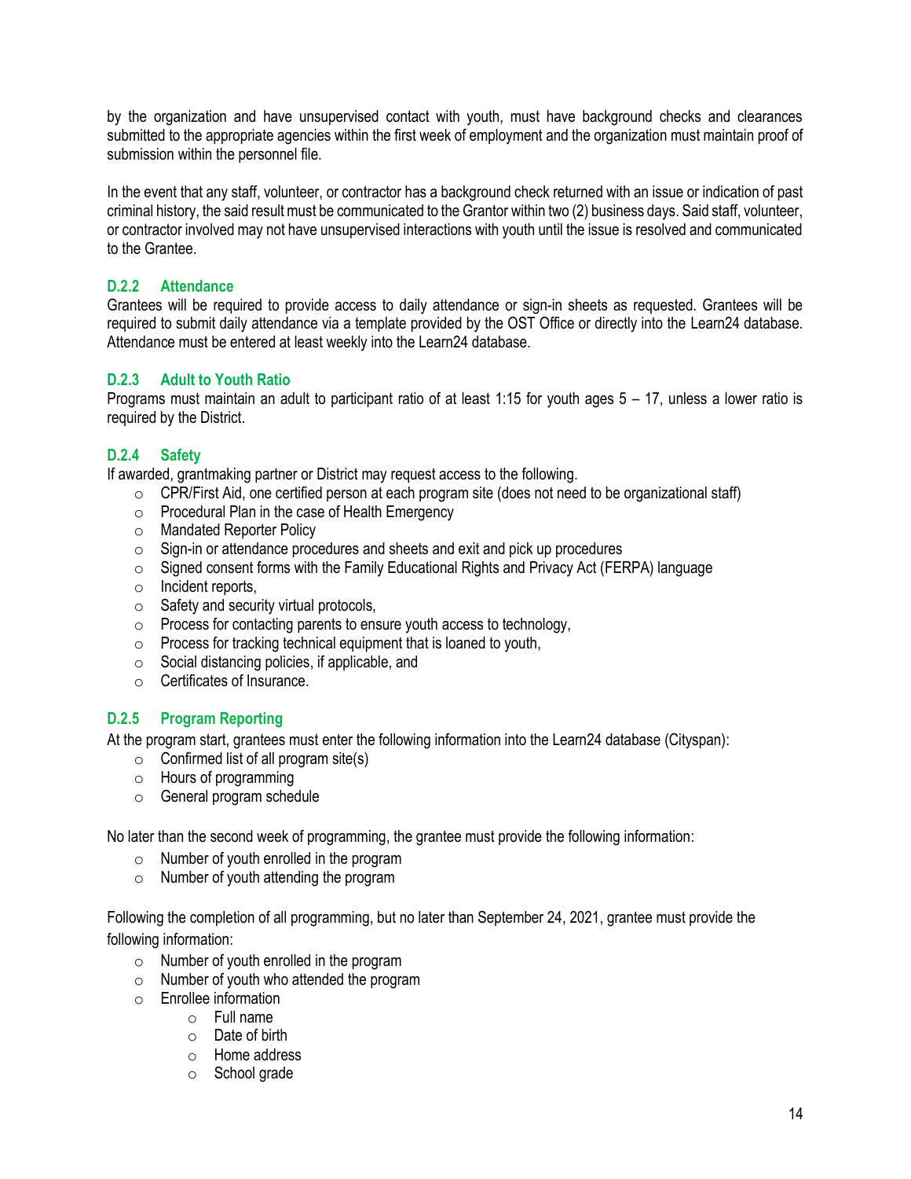by the organization and have unsupervised contact with youth, must have background checks and clearances submitted to the appropriate agencies within the first week of employment and the organization must maintain proof of submission within the personnel file.

In the event that any staff, volunteer, or contractor has a background check returned with an issue or indication of past criminal history, the said result must be communicated to the Grantor within two (2) business days. Said staff, volunteer, or contractor involved may not have unsupervised interactions with youth until the issue is resolved and communicated to the Grantee.

### D.2.2 Attendance

Grantees will be required to provide access to daily attendance or sign-in sheets as requested. Grantees will be required to submit daily attendance via a template provided by the OST Office or directly into the Learn24 database. Attendance must be entered at least weekly into the Learn24 database.

### D.2.3 Adult to Youth Ratio

Programs must maintain an adult to participant ratio of at least 1:15 for youth ages 5 – 17, unless a lower ratio is required by the District.

### D.2.4 Safety

If awarded, grantmaking partner or District may request access to the following.

- CPR/First Aid, one certified person at each program site (does not need to be organizational staff)
- Procedural Plan in the case of Health Emergency
- Mandated Reporter Policy
- Sign-in or attendance procedures and sheets and exit and pick up procedures
- Signed consent forms with the Family Educational Rights and Privacy Act (FERPA) language
- Incident reports,
- Safety and security virtual protocols,
- Process for contacting parents to ensure youth access to technology,
- Process for tracking technical equipment that is loaned to youth,
- Social distancing policies, if applicable, and
- Certificates of Insurance.

### D.2.5 Program Reporting

At the program start, grantees must enter the following information into the Learn24 database (Cityspan):

- Confirmed list of all program site(s)
- Hours of programming
- General program schedule

No later than the second week of programming, the grantee must provide the following information:

- Number of youth enrolled in the program
- Number of youth attending the program

Following the completion of all programming, but no later than September 24, 2021, grantee must provide the following information:

- Number of youth enrolled in the program
- Number of youth who attended the program
- Enrollee information
  - Full name
  - Date of birth
  - Home address
  - School grade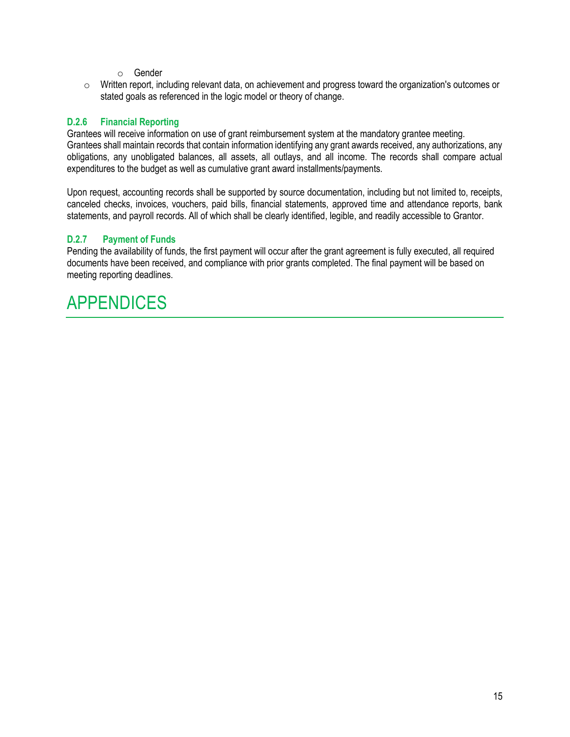- Gender
- Written report, including relevant data, on achievement and progress toward the organization's outcomes or stated goals as referenced in the logic model or theory of change.

### D.2.6 Financial Reporting

Grantees will receive information on use of grant reimbursement system at the mandatory grantee meeting. Grantees shall maintain records that contain information identifying any grant awards received, any authorizations, any obligations, any unobligated balances, all assets, all outlays, and all income. The records shall compare actual expenditures to the budget as well as cumulative grant award installments/payments.

Upon request, accounting records shall be supported by source documentation, including but not limited to, receipts, canceled checks, invoices, vouchers, paid bills, financial statements, approved time and attendance reports, bank statements, and payroll records. All of which shall be clearly identified, legible, and readily accessible to Grantor.

### D.2.7 Payment of Funds

Pending the availability of funds, the first payment will occur after the grant agreement is fully executed, all required documents have been received, and compliance with prior grants completed. The final payment will be based on meeting reporting deadlines.

# APPENDICES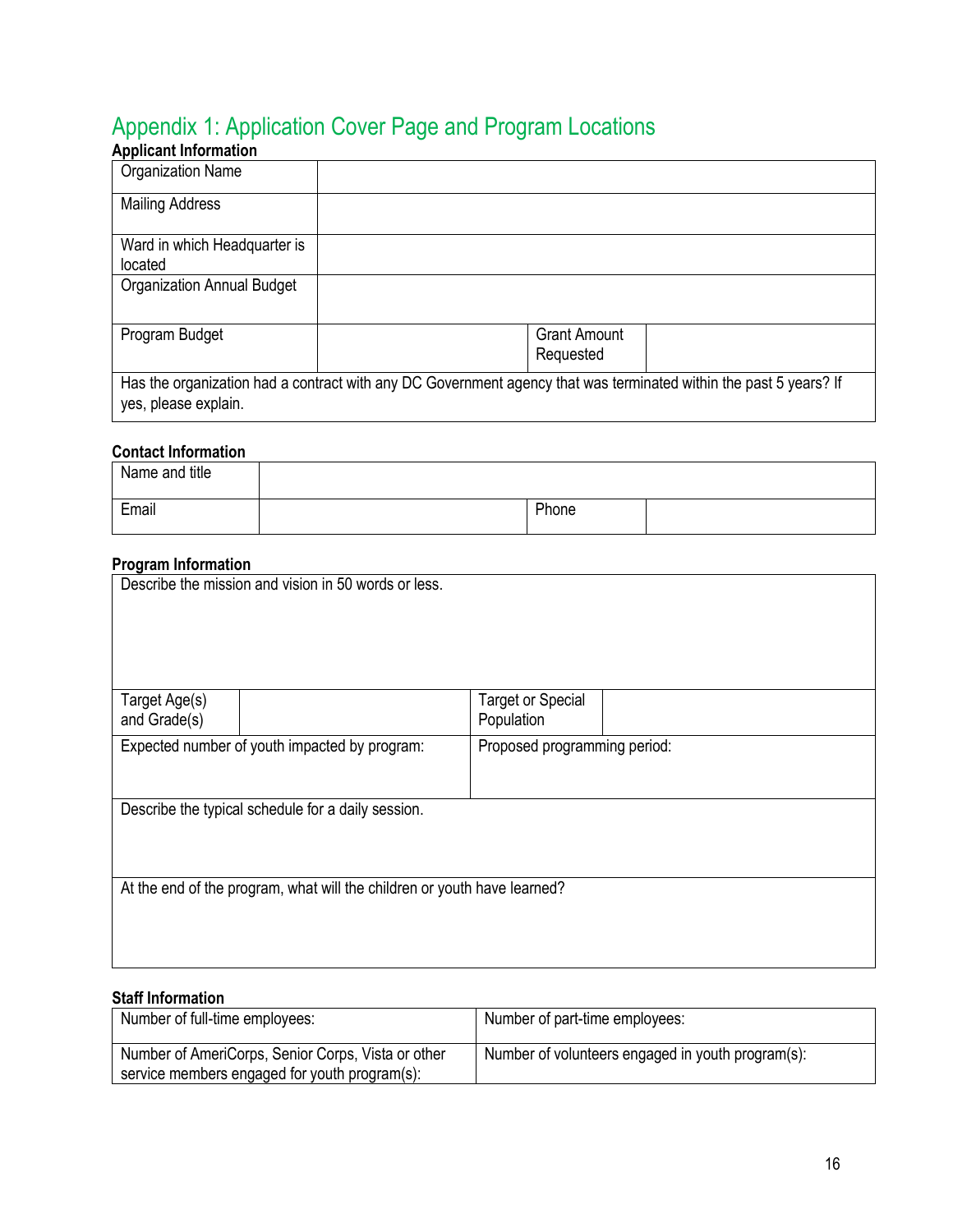# Appendix 1: Application Cover Page and Program Locations

**Applicant Information**

| Organization Name | | | |
|---|---|---|---|
| Mailing Address | | | |
| Ward in which Headquarter is located | | | |
| Organization Annual Budget | | | |
| Program Budget | | Grant Amount Requested | |
| Has the organization had a contract with any DC Government agency that was terminated within the past 5 years? If yes, please explain. | | | |

**Contact Information**

| Name and title | | | |
|---|---|---|---|
| Email | | Phone | |

**Program Information**

| Describe the mission and vision in 50 words or less. | | | |
|---|---|---|---|
| Target Age(s) and Grade(s) | | Target or Special Population | |
| Expected number of youth impacted by program: | | Proposed programming period: | |
| Describe the typical schedule for a daily session. | | | |
| At the end of the program, what will the children or youth have learned? | | | |

**Staff Information**

| Number of full-time employees: | Number of part-time employees: |
|---|---|
| Number of AmeriCorps, Senior Corps, Vista or other service members engaged for youth program(s): | Number of volunteers engaged in youth program(s): |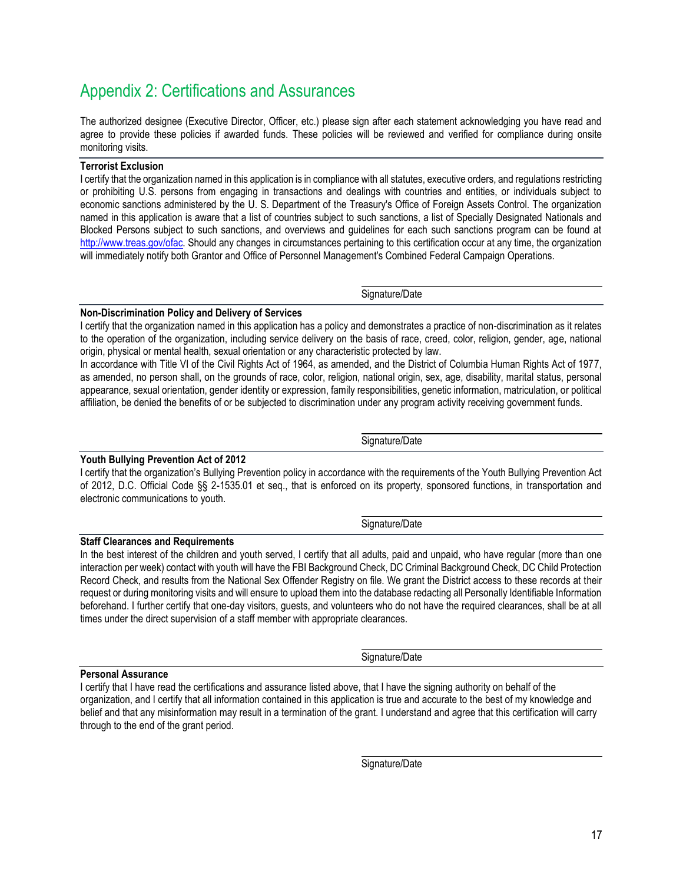## Appendix 2: Certifications and Assurances

The authorized designee (Executive Director, Officer, etc.) please sign after each statement acknowledging you have read and agree to provide these policies if awarded funds. These policies will be reviewed and verified for compliance during onsite monitoring visits.

**Terrorist Exclusion**

I certify that the organization named in this application is in compliance with all statutes, executive orders, and regulations restricting or prohibiting U.S. persons from engaging in transactions and dealings with countries and entities, or individuals subject to economic sanctions administered by the U. S. Department of the Treasury's Office of Foreign Assets Control. The organization named in this application is aware that a list of countries subject to such sanctions, a list of Specially Designated Nationals and Blocked Persons subject to such sanctions, and overviews and guidelines for each such sanctions program can be found at http://www.treas.gov/ofac. Should any changes in circumstances pertaining to this certification occur at any time, the organization will immediately notify both Grantor and Office of Personnel Management's Combined Federal Campaign Operations.

Signature/Date

**Non-Discrimination Policy and Delivery of Services**

I certify that the organization named in this application has a policy and demonstrates a practice of non-discrimination as it relates to the operation of the organization, including service delivery on the basis of race, creed, color, religion, gender, age, national origin, physical or mental health, sexual orientation or any characteristic protected by law.

In accordance with Title VI of the Civil Rights Act of 1964, as amended, and the District of Columbia Human Rights Act of 1977, as amended, no person shall, on the grounds of race, color, religion, national origin, sex, age, disability, marital status, personal appearance, sexual orientation, gender identity or expression, family responsibilities, genetic information, matriculation, or political affiliation, be denied the benefits of or be subjected to discrimination under any program activity receiving government funds.

Signature/Date

**Youth Bullying Prevention Act of 2012**

I certify that the organization's Bullying Prevention policy in accordance with the requirements of the Youth Bullying Prevention Act of 2012, D.C. Official Code §§ 2-1535.01 et seq., that is enforced on its property, sponsored functions, in transportation and electronic communications to youth.

Signature/Date

**Staff Clearances and Requirements**

In the best interest of the children and youth served, I certify that all adults, paid and unpaid, who have regular (more than one interaction per week) contact with youth will have the FBI Background Check, DC Criminal Background Check, DC Child Protection Record Check, and results from the National Sex Offender Registry on file. We grant the District access to these records at their request or during monitoring visits and will ensure to upload them into the database redacting all Personally Identifiable Information beforehand. I further certify that one-day visitors, guests, and volunteers who do not have the required clearances, shall be at all times under the direct supervision of a staff member with appropriate clearances.

Signature/Date

**Personal Assurance**

I certify that I have read the certifications and assurance listed above, that I have the signing authority on behalf of the organization, and I certify that all information contained in this application is true and accurate to the best of my knowledge and belief and that any misinformation may result in a termination of the grant. I understand and agree that this certification will carry through to the end of the grant period.

Signature/Date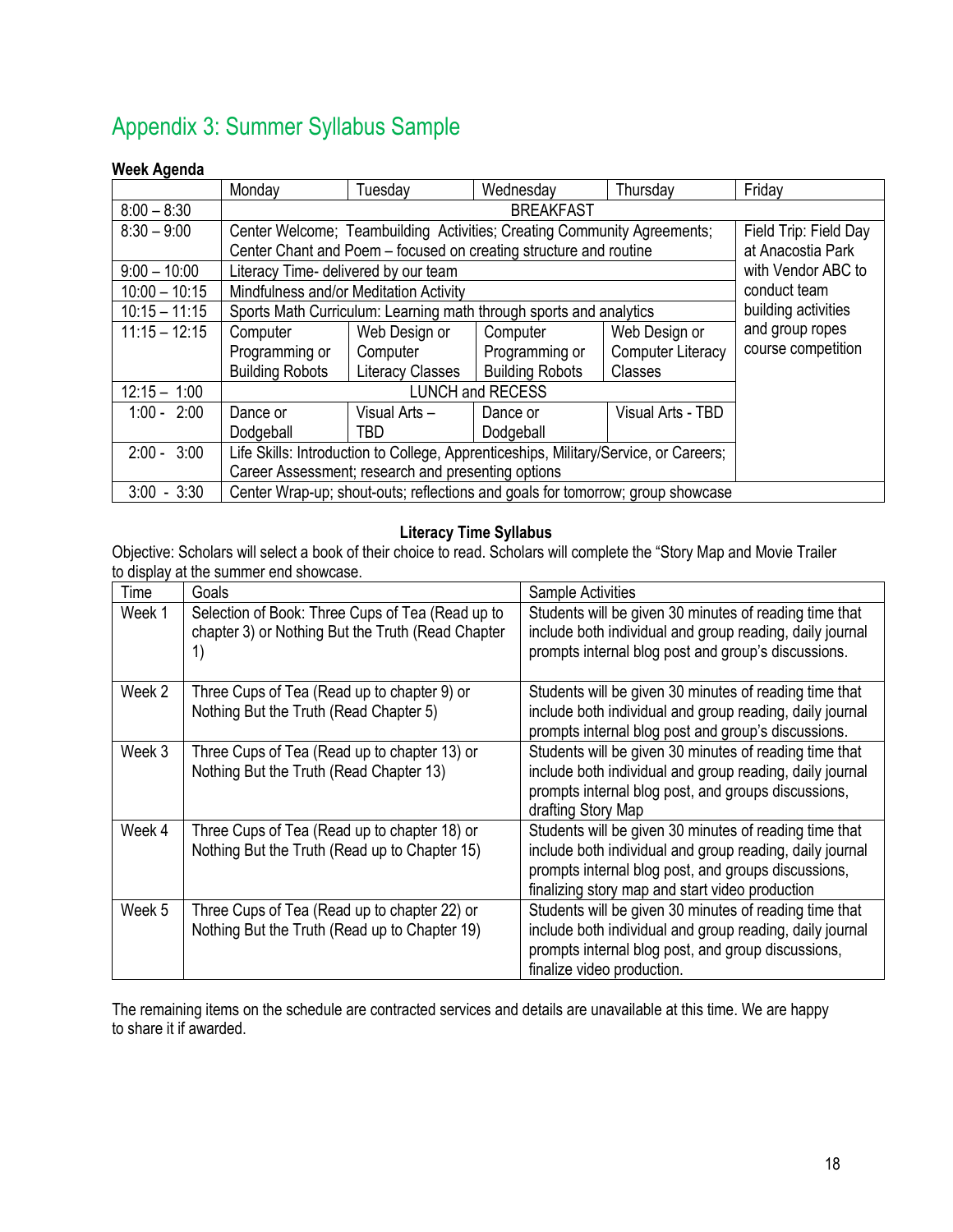## Appendix 3: Summer Syllabus Sample

**Week Agenda**

| | Monday | Tuesday | Wednesday | Thursday | Friday |
|---|---|---|---|---|---|
| 8:00 – 8:30 | BREAKFAST | | | | |
| 8:30 – 9:00 | Center Welcome; Teambuilding Activities; Creating Community Agreements; Center Chant and Poem – focused on creating structure and routine | | | | Field Trip: Field Day at Anacostia Park with Vendor ABC to conduct team building activities and group ropes course competition |
| 9:00 – 10:00 | Literacy Time- delivered by our team | | | | |
| 10:00 – 10:15 | Mindfulness and/or Meditation Activity | | | | |
| 10:15 – 11:15 | Sports Math Curriculum: Learning math through sports and analytics | | | | |
| 11:15 – 12:15 | Computer Programming or Building Robots | Web Design or Computer Literacy Classes | Computer Programming or Building Robots | Web Design or Computer Literacy Classes | |
| 12:15 – 1:00 | LUNCH and RECESS | | | | |
| 1:00 - 2:00 | Dance or Dodgeball | Visual Arts – TBD | Dance or Dodgeball | Visual Arts - TBD | |
| 2:00 - 3:00 | Life Skills: Introduction to College, Apprenticeships, Military/Service, or Careers; Career Assessment; research and presenting options | | | | |
| 3:00 - 3:30 | Center Wrap-up; shout-outs; reflections and goals for tomorrow; group showcase | | | | |

**Literacy Time Syllabus**

Objective: Scholars will select a book of their choice to read. Scholars will complete the "Story Map and Movie Trailer to display at the summer end showcase.

| Time | Goals | Sample Activities |
|---|---|---|
| Week 1 | Selection of Book: Three Cups of Tea (Read up to chapter 3) or Nothing But the Truth (Read Chapter 1) | Students will be given 30 minutes of reading time that include both individual and group reading, daily journal prompts internal blog post and group's discussions. |
| Week 2 | Three Cups of Tea (Read up to chapter 9) or Nothing But the Truth (Read Chapter 5) | Students will be given 30 minutes of reading time that include both individual and group reading, daily journal prompts internal blog post and group's discussions. |
| Week 3 | Three Cups of Tea (Read up to chapter 13) or Nothing But the Truth (Read Chapter 13) | Students will be given 30 minutes of reading time that include both individual and group reading, daily journal prompts internal blog post, and groups discussions, drafting Story Map |
| Week 4 | Three Cups of Tea (Read up to chapter 18) or Nothing But the Truth (Read up to Chapter 15) | Students will be given 30 minutes of reading time that include both individual and group reading, daily journal prompts internal blog post, and groups discussions, finalizing story map and start video production |
| Week 5 | Three Cups of Tea (Read up to chapter 22) or Nothing But the Truth (Read up to Chapter 19) | Students will be given 30 minutes of reading time that include both individual and group reading, daily journal prompts internal blog post, and group discussions, finalize video production. |

The remaining items on the schedule are contracted services and details are unavailable at this time. We are happy to share it if awarded.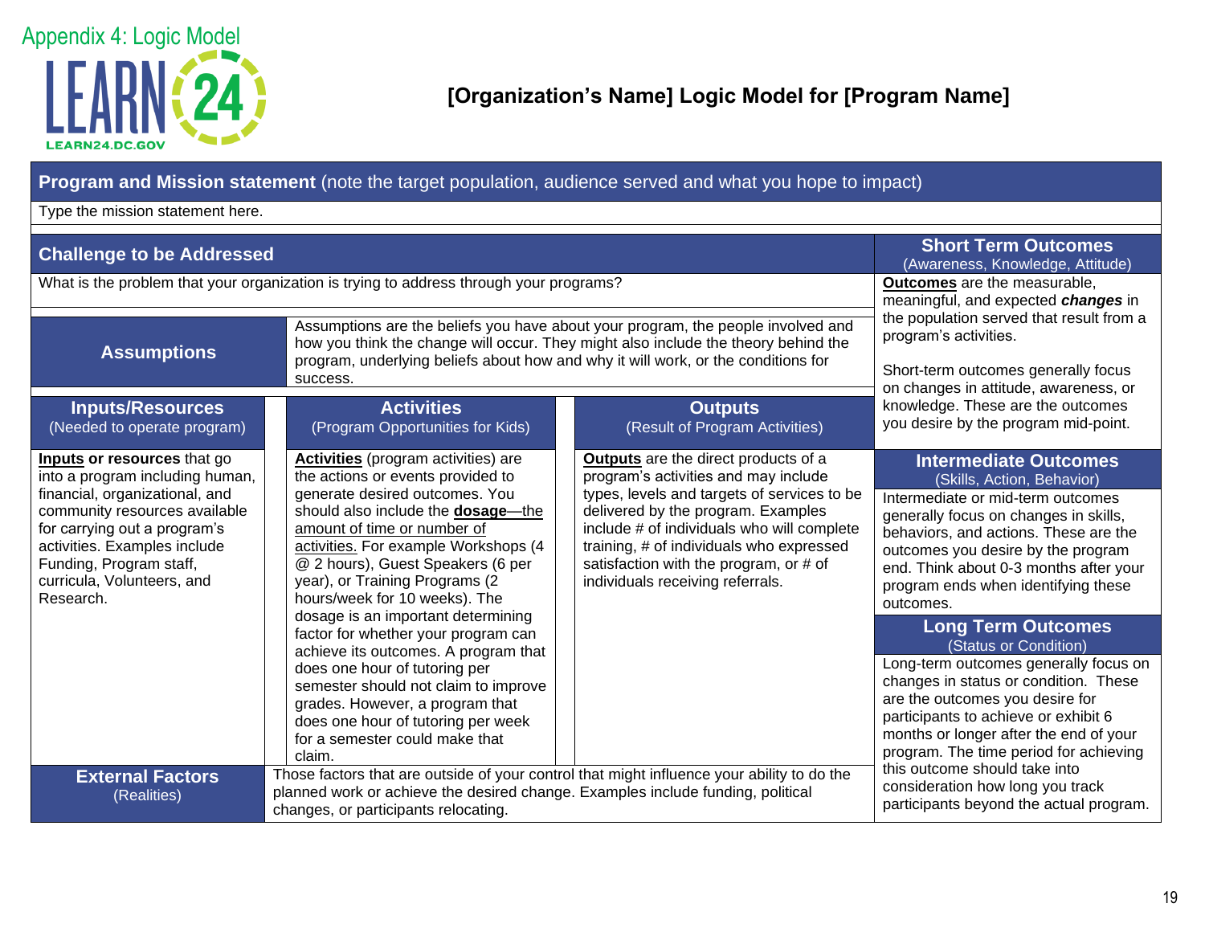Appendix 4: Logic Model

LEARN24.DC.GOV

# [Organization's Name] Logic Model for [Program Name]

## Program and Mission statement (note the target population, audience served and what you hope to impact)

Type the mission statement here.

## Challenge to be Addressed

What is the problem that your organization is trying to address through your programs?

## Assumptions

Assumptions are the beliefs you have about your program, the people involved and how you think the change will occur. They might also include the theory behind the program, underlying beliefs about how and why it will work, or the conditions for success.

| Inputs/Resources (Needed to operate program) | Activities (Program Opportunities for Kids) | Outputs (Result of Program Activities) |
|---|---|---|
| **Inputs or resources** that go into a program including human, financial, organizational, and community resources available for carrying out a program's activities. Examples include Funding, Program staff, curricula, Volunteers, and Research. | **Activities** (program activities) are the actions or events provided to generate desired outcomes. You should also include the **dosage**—the amount of time or number of activities. For example Workshops (4 @ 2 hours), Guest Speakers (6 per year), or Training Programs (2 hours/week for 10 weeks). The dosage is an important determining factor for whether your program can achieve its outcomes. A program that does one hour of tutoring per semester should not claim to improve grades. However, a program that does one hour of tutoring per week for a semester could make that claim. | **Outputs** are the direct products of a program's activities and may include types, levels and targets of services to be delivered by the program. Examples include # of individuals who will complete training, # of individuals who expressed satisfaction with the program, or # of individuals receiving referrals. |

## External Factors (Realities)

Those factors that are outside of your control that might influence your ability to do the planned work or achieve the desired change. Examples include funding, political changes, or participants relocating.

## Short Term Outcomes (Awareness, Knowledge, Attitude)

**Outcomes** are the measurable, meaningful, and expected ***changes*** in the population served that result from a program's activities.

Short-term outcomes generally focus on changes in attitude, awareness, or knowledge. These are the outcomes you desire by the program mid-point.

## Intermediate Outcomes (Skills, Action, Behavior)

Intermediate or mid-term outcomes generally focus on changes in skills, behaviors, and actions. These are the outcomes you desire by the program end. Think about 0-3 months after your program ends when identifying these outcomes.

## Long Term Outcomes (Status or Condition)

Long-term outcomes generally focus on changes in status or condition. These are the outcomes you desire for participants to achieve or exhibit 6 months or longer after the end of your program. The time period for achieving this outcome should take into consideration how long you track participants beyond the actual program.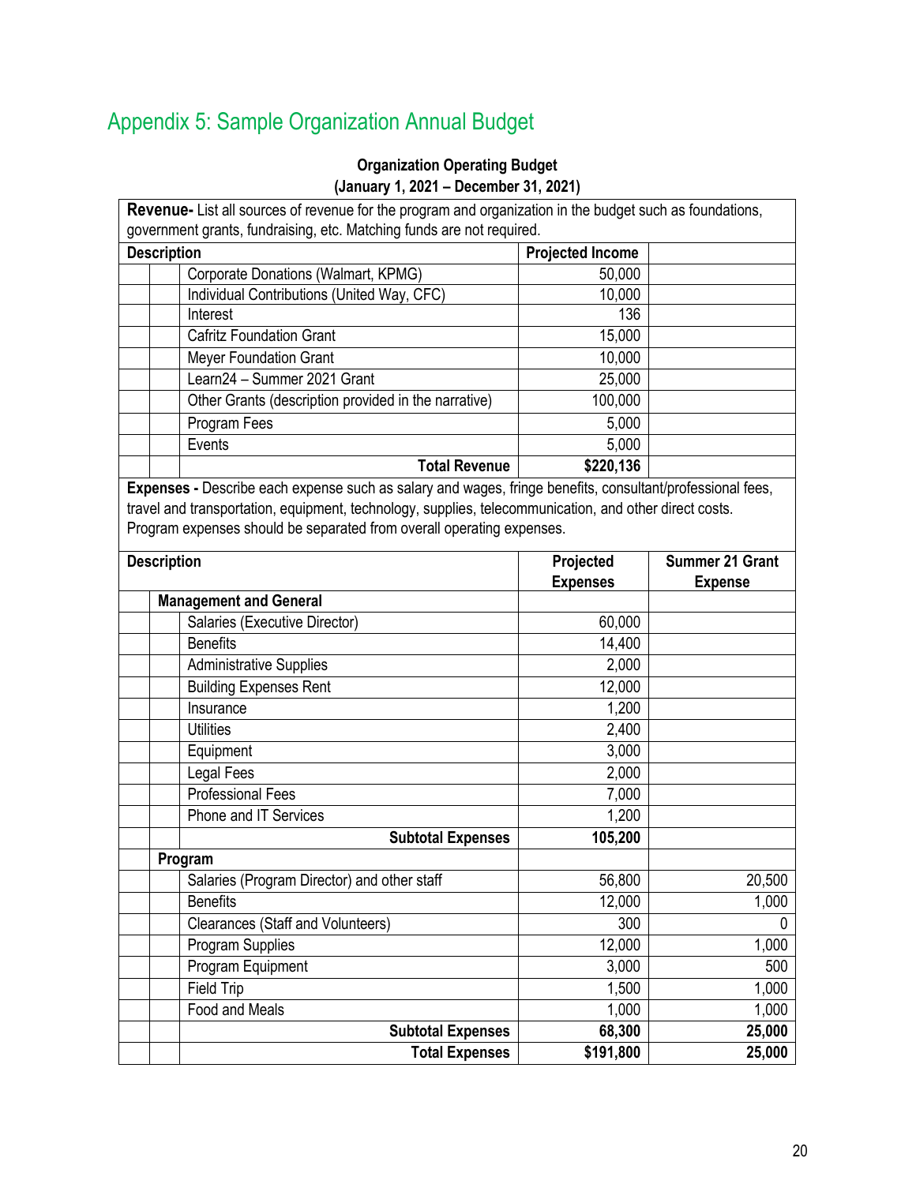## Appendix 5: Sample Organization Annual Budget

**Organization Operating Budget**
**(January 1, 2021 – December 31, 2021)**

**Revenue-** List all sources of revenue for the program and organization in the budget such as foundations, government grants, fundraising, etc. Matching funds are not required.

| Description | Projected Income | |
|---|---|---|
| Corporate Donations (Walmart, KPMG) | 50,000 | |
| Individual Contributions (United Way, CFC) | 10,000 | |
| Interest | 136 | |
| Cafritz Foundation Grant | 15,000 | |
| Meyer Foundation Grant | 10,000 | |
| Learn24 – Summer 2021 Grant | 25,000 | |
| Other Grants (description provided in the narrative) | 100,000 | |
| Program Fees | 5,000 | |
| Events | 5,000 | |
| **Total Revenue** | **$220,136** | |

**Expenses -** Describe each expense such as salary and wages, fringe benefits, consultant/professional fees, travel and transportation, equipment, technology, supplies, telecommunication, and other direct costs. Program expenses should be separated from overall operating expenses.

| Description | Projected Expenses | Summer 21 Grant Expense |
|---|---|---|
| **Management and General** | | |
| Salaries (Executive Director) | 60,000 | |
| Benefits | 14,400 | |
| Administrative Supplies | 2,000 | |
| Building Expenses Rent | 12,000 | |
| Insurance | 1,200 | |
| Utilities | 2,400 | |
| Equipment | 3,000 | |
| Legal Fees | 2,000 | |
| Professional Fees | 7,000 | |
| Phone and IT Services | 1,200 | |
| **Subtotal Expenses** | **105,200** | |
| **Program** | | |
| Salaries (Program Director) and other staff | 56,800 | 20,500 |
| Benefits | 12,000 | 1,000 |
| Clearances (Staff and Volunteers) | 300 | 0 |
| Program Supplies | 12,000 | 1,000 |
| Program Equipment | 3,000 | 500 |
| Field Trip | 1,500 | 1,000 |
| Food and Meals | 1,000 | 1,000 |
| **Subtotal Expenses** | **68,300** | **25,000** |
| **Total Expenses** | **$191,800** | **25,000** |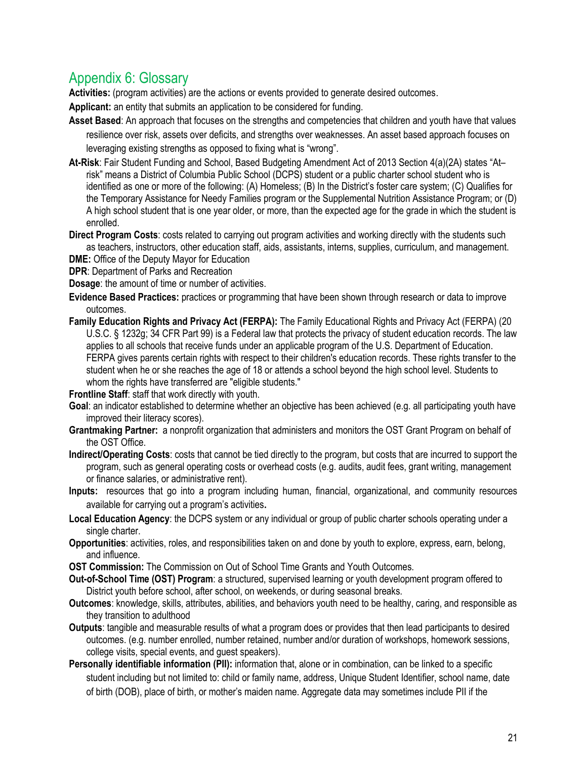## Appendix 6: Glossary

**Activities:** (program activities) are the actions or events provided to generate desired outcomes.

**Applicant:** an entity that submits an application to be considered for funding.

**Asset Based**: An approach that focuses on the strengths and competencies that children and youth have that values resilience over risk, assets over deficits, and strengths over weaknesses. An asset based approach focuses on leveraging existing strengths as opposed to fixing what is "wrong".

**At-Risk**: Fair Student Funding and School, Based Budgeting Amendment Act of 2013 Section 4(a)(2A) states "At–risk" means a District of Columbia Public School (DCPS) student or a public charter school student who is identified as one or more of the following: (A) Homeless; (B) In the District's foster care system; (C) Qualifies for the Temporary Assistance for Needy Families program or the Supplemental Nutrition Assistance Program; or (D) A high school student that is one year older, or more, than the expected age for the grade in which the student is enrolled.

**Direct Program Costs**: costs related to carrying out program activities and working directly with the students such as teachers, instructors, other education staff, aids, assistants, interns, supplies, curriculum, and management.

**DME:** Office of the Deputy Mayor for Education

**DPR**: Department of Parks and Recreation

**Dosage**: the amount of time or number of activities.

**Evidence Based Practices:** practices or programming that have been shown through research or data to improve outcomes.

**Family Education Rights and Privacy Act (FERPA):** The Family Educational Rights and Privacy Act (FERPA) (20 U.S.C. § 1232g; 34 CFR Part 99) is a Federal law that protects the privacy of student education records. The law applies to all schools that receive funds under an applicable program of the U.S. Department of Education. FERPA gives parents certain rights with respect to their children's education records. These rights transfer to the student when he or she reaches the age of 18 or attends a school beyond the high school level. Students to whom the rights have transferred are "eligible students."

**Frontline Staff**: staff that work directly with youth.

**Goal**: an indicator established to determine whether an objective has been achieved (e.g. all participating youth have improved their literacy scores).

**Grantmaking Partner:** a nonprofit organization that administers and monitors the OST Grant Program on behalf of the OST Office.

**Indirect/Operating Costs**: costs that cannot be tied directly to the program, but costs that are incurred to support the program, such as general operating costs or overhead costs (e.g. audits, audit fees, grant writing, management or finance salaries, or administrative rent).

**Inputs:** resources that go into a program including human, financial, organizational, and community resources available for carrying out a program's activities**.**

**Local Education Agency**: the DCPS system or any individual or group of public charter schools operating under a single charter.

**Opportunities**: activities, roles, and responsibilities taken on and done by youth to explore, express, earn, belong, and influence.

**OST Commission:** The Commission on Out of School Time Grants and Youth Outcomes.

**Out-of-School Time (OST) Program**: a structured, supervised learning or youth development program offered to District youth before school, after school, on weekends, or during seasonal breaks.

**Outcomes**: knowledge, skills, attributes, abilities, and behaviors youth need to be healthy, caring, and responsible as they transition to adulthood

**Outputs**: tangible and measurable results of what a program does or provides that then lead participants to desired outcomes. (e.g. number enrolled, number retained, number and/or duration of workshops, homework sessions, college visits, special events, and guest speakers).

**Personally identifiable information (PII):** information that, alone or in combination, can be linked to a specific student including but not limited to: child or family name, address, Unique Student Identifier, school name, date of birth (DOB), place of birth, or mother's maiden name. Aggregate data may sometimes include PII if the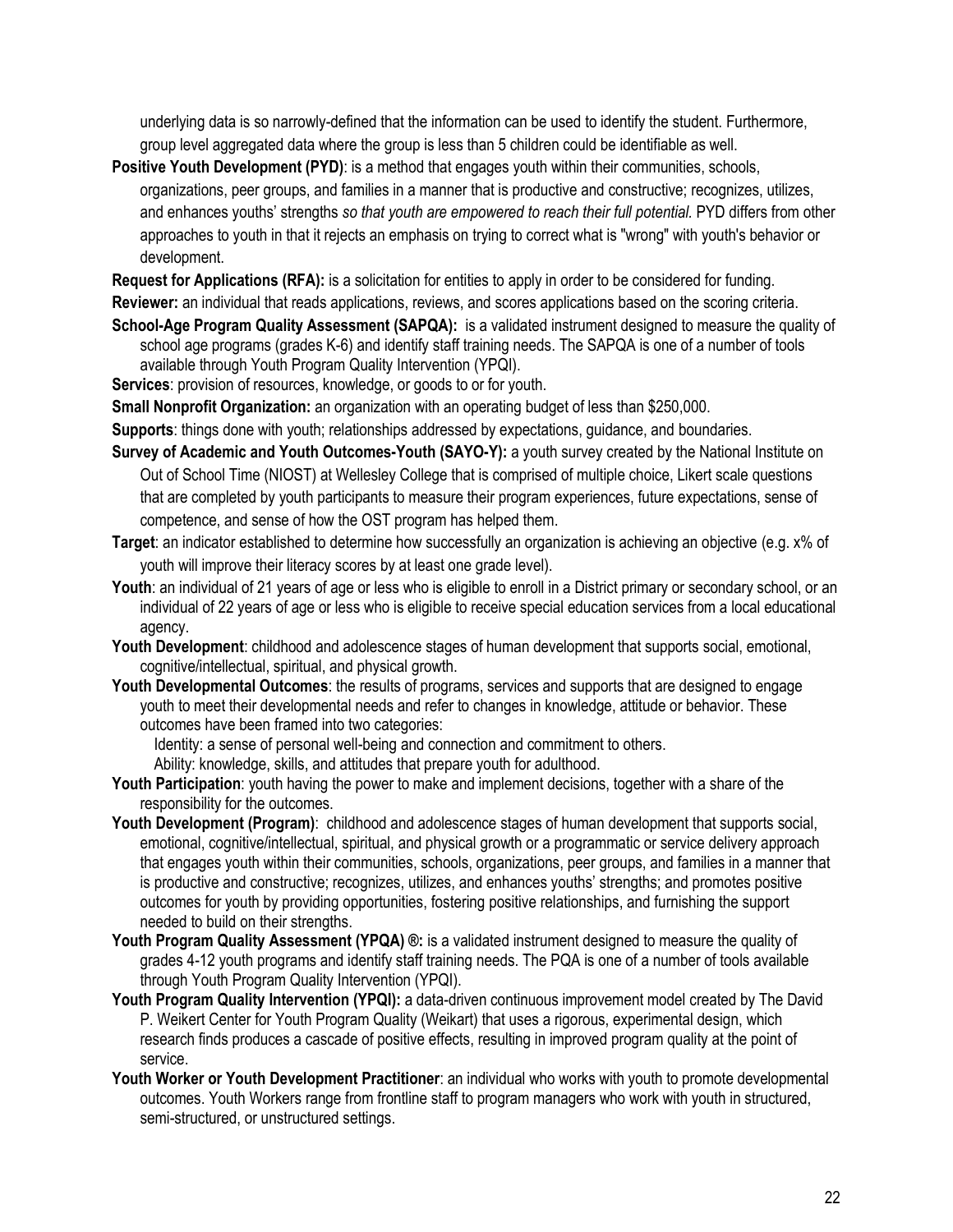underlying data is so narrowly-defined that the information can be used to identify the student. Furthermore, group level aggregated data where the group is less than 5 children could be identifiable as well.

**Positive Youth Development (PYD)**: is a method that engages youth within their communities, schools, organizations, peer groups, and families in a manner that is productive and constructive; recognizes, utilizes, and enhances youths' strengths *so that youth are empowered to reach their full potential.* PYD differs from other approaches to youth in that it rejects an emphasis on trying to correct what is "wrong" with youth's behavior or development.

**Request for Applications (RFA):** is a solicitation for entities to apply in order to be considered for funding.

**Reviewer:** an individual that reads applications, reviews, and scores applications based on the scoring criteria.

**School-Age Program Quality Assessment (SAPQA):** is a validated instrument designed to measure the quality of school age programs (grades K-6) and identify staff training needs. The SAPQA is one of a number of tools available through Youth Program Quality Intervention (YPQI).

**Services**: provision of resources, knowledge, or goods to or for youth.

**Small Nonprofit Organization:** an organization with an operating budget of less than $250,000.

**Supports**: things done with youth; relationships addressed by expectations, guidance, and boundaries.

**Survey of Academic and Youth Outcomes-Youth (SAYO-Y):** a youth survey created by the National Institute on Out of School Time (NIOST) at Wellesley College that is comprised of multiple choice, Likert scale questions that are completed by youth participants to measure their program experiences, future expectations, sense of competence, and sense of how the OST program has helped them.

**Target**: an indicator established to determine how successfully an organization is achieving an objective (e.g. x% of youth will improve their literacy scores by at least one grade level).

**Youth**: an individual of 21 years of age or less who is eligible to enroll in a District primary or secondary school, or an individual of 22 years of age or less who is eligible to receive special education services from a local educational agency.

**Youth Development**: childhood and adolescence stages of human development that supports social, emotional, cognitive/intellectual, spiritual, and physical growth.

**Youth Developmental Outcomes**: the results of programs, services and supports that are designed to engage youth to meet their developmental needs and refer to changes in knowledge, attitude or behavior. These outcomes have been framed into two categories:

Identity: a sense of personal well-being and connection and commitment to others.

Ability: knowledge, skills, and attitudes that prepare youth for adulthood.

**Youth Participation**: youth having the power to make and implement decisions, together with a share of the responsibility for the outcomes.

**Youth Development (Program)**: childhood and adolescence stages of human development that supports social, emotional, cognitive/intellectual, spiritual, and physical growth or a programmatic or service delivery approach that engages youth within their communities, schools, organizations, peer groups, and families in a manner that is productive and constructive; recognizes, utilizes, and enhances youths' strengths; and promotes positive outcomes for youth by providing opportunities, fostering positive relationships, and furnishing the support needed to build on their strengths.

**Youth Program Quality Assessment (YPQA) ®:** is a validated instrument designed to measure the quality of grades 4-12 youth programs and identify staff training needs. The PQA is one of a number of tools available through Youth Program Quality Intervention (YPQI).

**Youth Program Quality Intervention (YPQI):** a data-driven continuous improvement model created by The David P. Weikert Center for Youth Program Quality (Weikart) that uses a rigorous, experimental design, which research finds produces a cascade of positive effects, resulting in improved program quality at the point of service.

**Youth Worker or Youth Development Practitioner**: an individual who works with youth to promote developmental outcomes. Youth Workers range from frontline staff to program managers who work with youth in structured, semi-structured, or unstructured settings.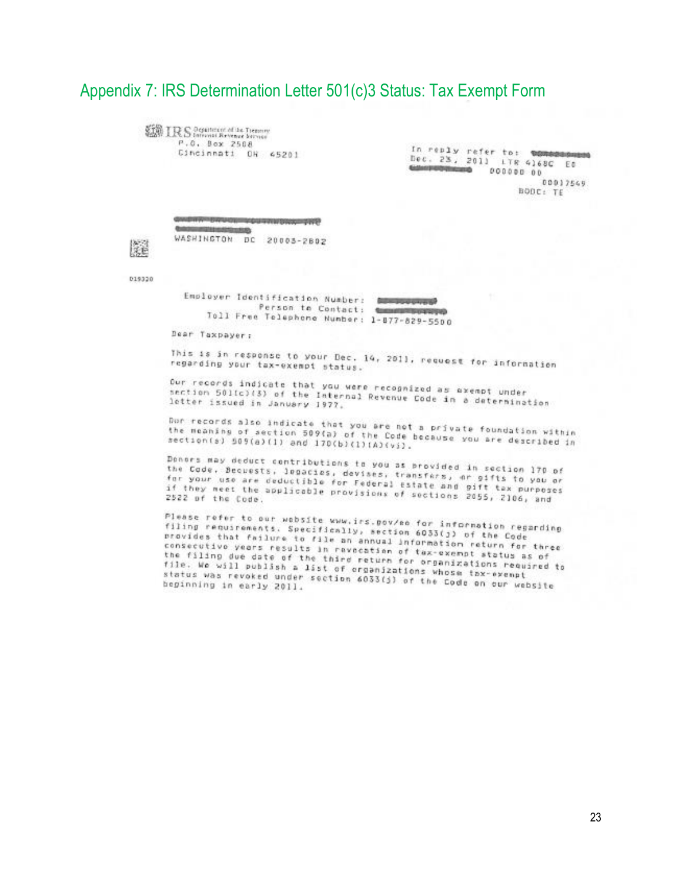## Appendix 7: IRS Determination Letter 501(c)3 Status: Tax Exempt Form

IRS Department of the Treasury Internal Revenue Service
P.O. Box 2508
Cincinnati OH 45201

In reply refer to:
Dec. 23, 2011 LTR 4168C E0
000000 00
00017549
BODC: TE

WASHINGTON DC 20003-2802

019320

Employer Identification Number:
Person to Contact:
Toll Free Telephone Number: 1-877-829-5500

Dear Taxpayer:

This is in response to your Dec. 14, 2011, request for information regarding your tax-exempt status.

Our records indicate that you were recognized as exempt under section 501(c)(3) of the Internal Revenue Code in a determination letter issued in January 1977.

Our records also indicate that you are not a private foundation within the meaning of section 509(a) of the Code because you are described in section(s) 509(a)(1) and 170(b)(1)(A)(vi).

Donors may deduct contributions to you as provided in section 170 of the Code. Bequests, legacies, devises, transfers, or gifts to you or for your use are deductible for Federal estate and gift tax purposes if they meet the applicable provisions of sections 2055, 2106, and 2522 of the Code.

Please refer to our website www.irs.gov/eo for information regarding filing requirements. Specifically, section 6033(j) of the Code provides that failure to file an annual information return for three consecutive years results in revocation of tax-exempt status as of the filing due date of the third return for organizations required to file. We will publish a list of organizations whose tax-exempt status was revoked under section 6033(j) of the Code on our website beginning in early 2011.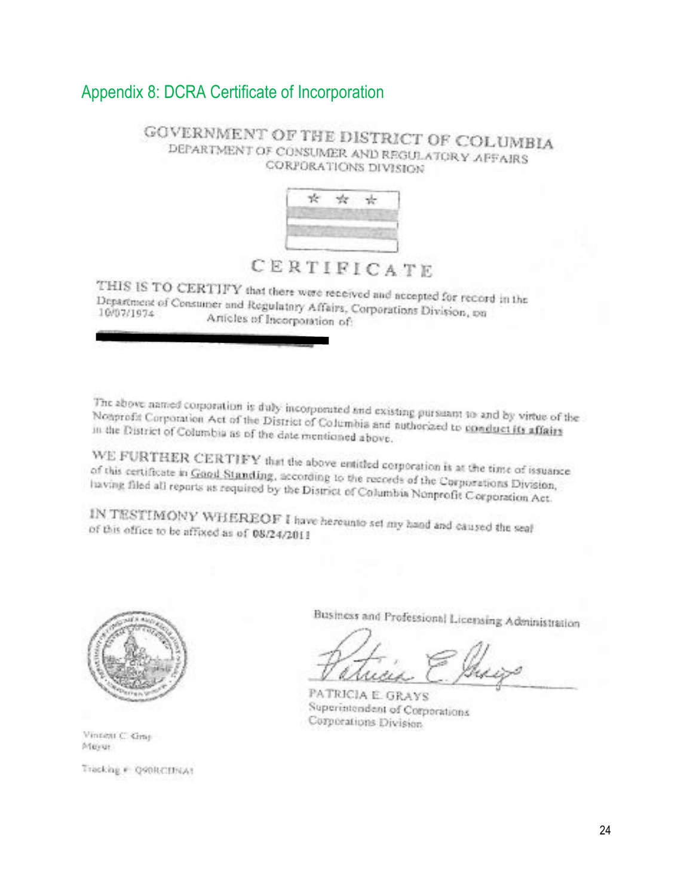## Appendix 8: DCRA Certificate of Incorporation

GOVERNMENT OF THE DISTRICT OF COLUMBIA
DEPARTMENT OF CONSUMER AND REGULATORY AFFAIRS
CORPORATIONS DIVISION

# CERTIFICATE

THIS IS TO CERTIFY that there were received and accepted for record in the Department of Consumer and Regulatory Affairs, Corporations Division, on 10/07/1974 Articles of Incorporation of:

The above named corporation is duly incorporated and existing pursuant to and by virtue of the Nonprofit Corporation Act of the District of Columbia and authorized to conduct its affairs in the District of Columbia as of the date mentioned above.

WE FURTHER CERTIFY that the above entitled corporation is at the time of issuance of this certificate in Good Standing, according to the records of the Corporations Division, having filed all reports as required by the District of Columbia Nonprofit Corporation Act.

IN TESTIMONY WHEREOF I have hereunto set my hand and caused the seal of this office to be affixed as of 08/24/2011

Business and Professional Licensing Administration

PATRICIA E. GRAYS
Superintendent of Corporations
Corporations Division

Vincent C. Gray
Mayor

Tracking #: Q90RCIINA1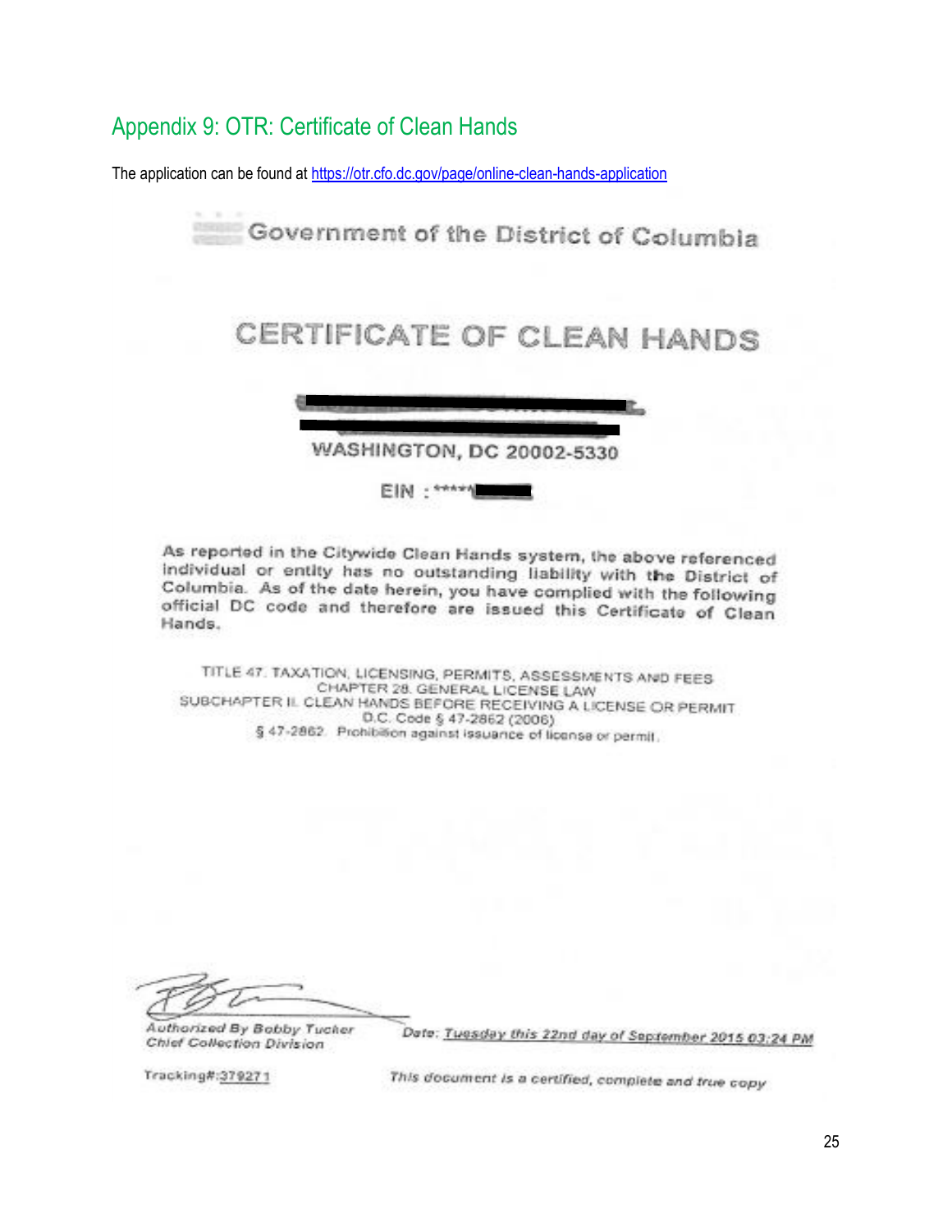## Appendix 9: OTR: Certificate of Clean Hands

The application can be found at [https://otr.cfo.dc.gov/page/online-clean-hands-application](https://otr.cfo.dc.gov/page/online-clean-hands-application)

Government of the District of Columbia

# CERTIFICATE OF CLEAN HANDS

WASHINGTON, DC 20002-5330

EIN : *****

As reported in the Citywide Clean Hands system, the above referenced individual or entity has no outstanding liability with the District of Columbia. As of the date herein, you have complied with the following official DC code and therefore are issued this Certificate of Clean Hands.

TITLE 47. TAXATION, LICENSING, PERMITS, ASSESSMENTS AND FEES
CHAPTER 28. GENERAL LICENSE LAW
SUBCHAPTER II. CLEAN HANDS BEFORE RECEIVING A LICENSE OR PERMIT
D.C. Code § 47-2862 (2006)
§ 47-2862. Prohibition against issuance of license or permit.

*Authorized By Bobby Tucker*
*Chief Collection Division*

*Date: Tuesday this 22nd day of September 2015 03:24 PM*

Tracking#:379271

*This document is a certified, complete and true copy*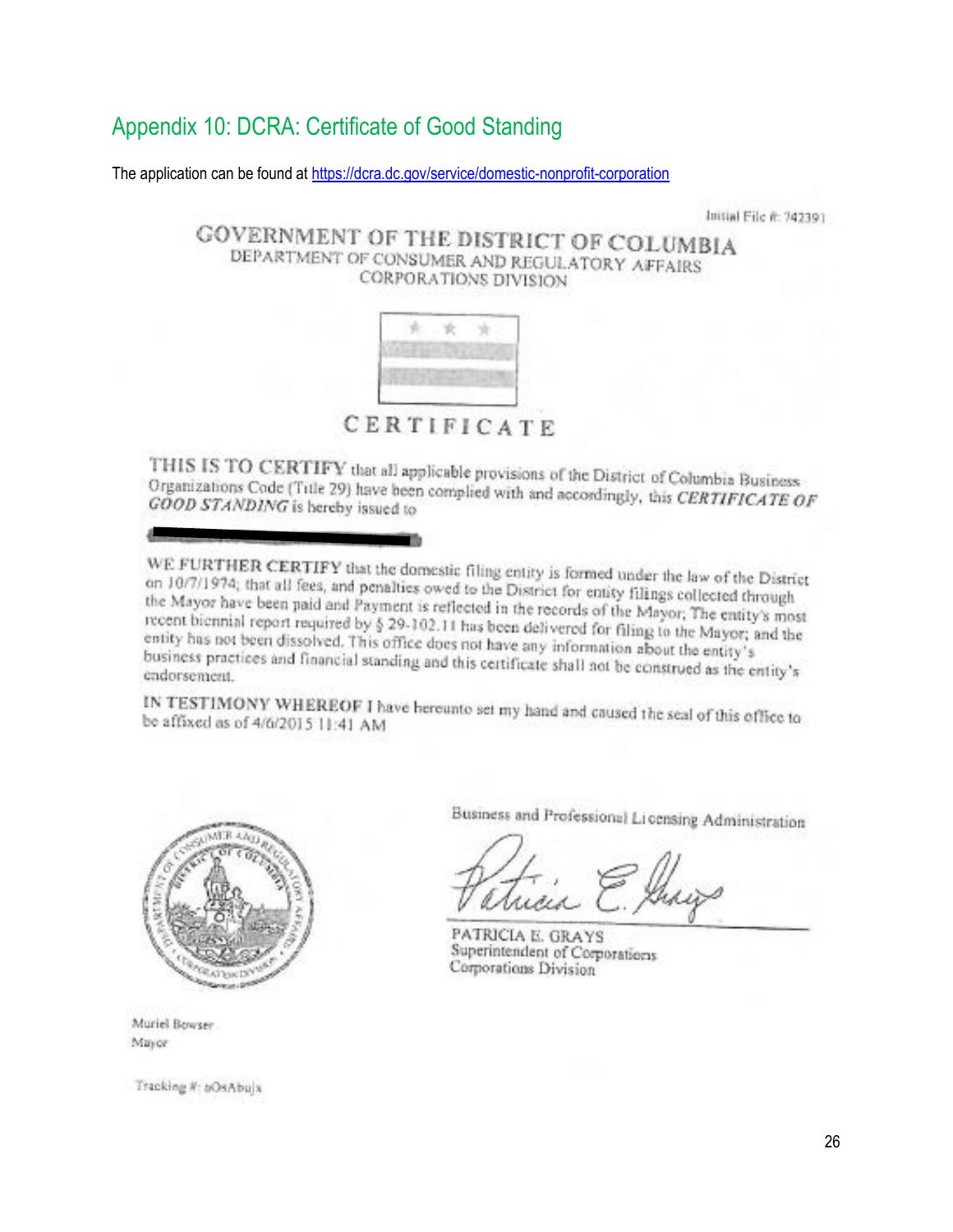## Appendix 10: DCRA: Certificate of Good Standing

The application can be found at [https://dcra.dc.gov/service/domestic-nonprofit-corporation](https://dcra.dc.gov/service/domestic-nonprofit-corporation)

Initial File #: 742391

GOVERNMENT OF THE DISTRICT OF COLUMBIA
DEPARTMENT OF CONSUMER AND REGULATORY AFFAIRS
CORPORATIONS DIVISION

CERTIFICATE

THIS IS TO CERTIFY that all applicable provisions of the District of Columbia Business Organizations Code (Title 29) have been complied with and accordingly, this *CERTIFICATE OF GOOD STANDING* is hereby issued to

WE FURTHER CERTIFY that the domestic filing entity is formed under the law of the District on 10/7/1974; that all fees, and penalties owed to the District for entity filings collected through the Mayor have been paid and Payment is reflected in the records of the Mayor; The entity's most recent biennial report required by § 29-102.11 has been delivered for filing to the Mayor; and the entity has not been dissolved. This office does not have any information about the entity's business practices and financial standing and this certificate shall not be construed as the entity's endorsement.

IN TESTIMONY WHEREOF I have hereunto set my hand and caused the seal of this office to be affixed as of 4/6/2015 11:41 AM

Business and Professional Licensing Administration

PATRICIA E. GRAYS
Superintendent of Corporations
Corporations Division

Muriel Bowser
Mayor

Tracking #: nOsAbujx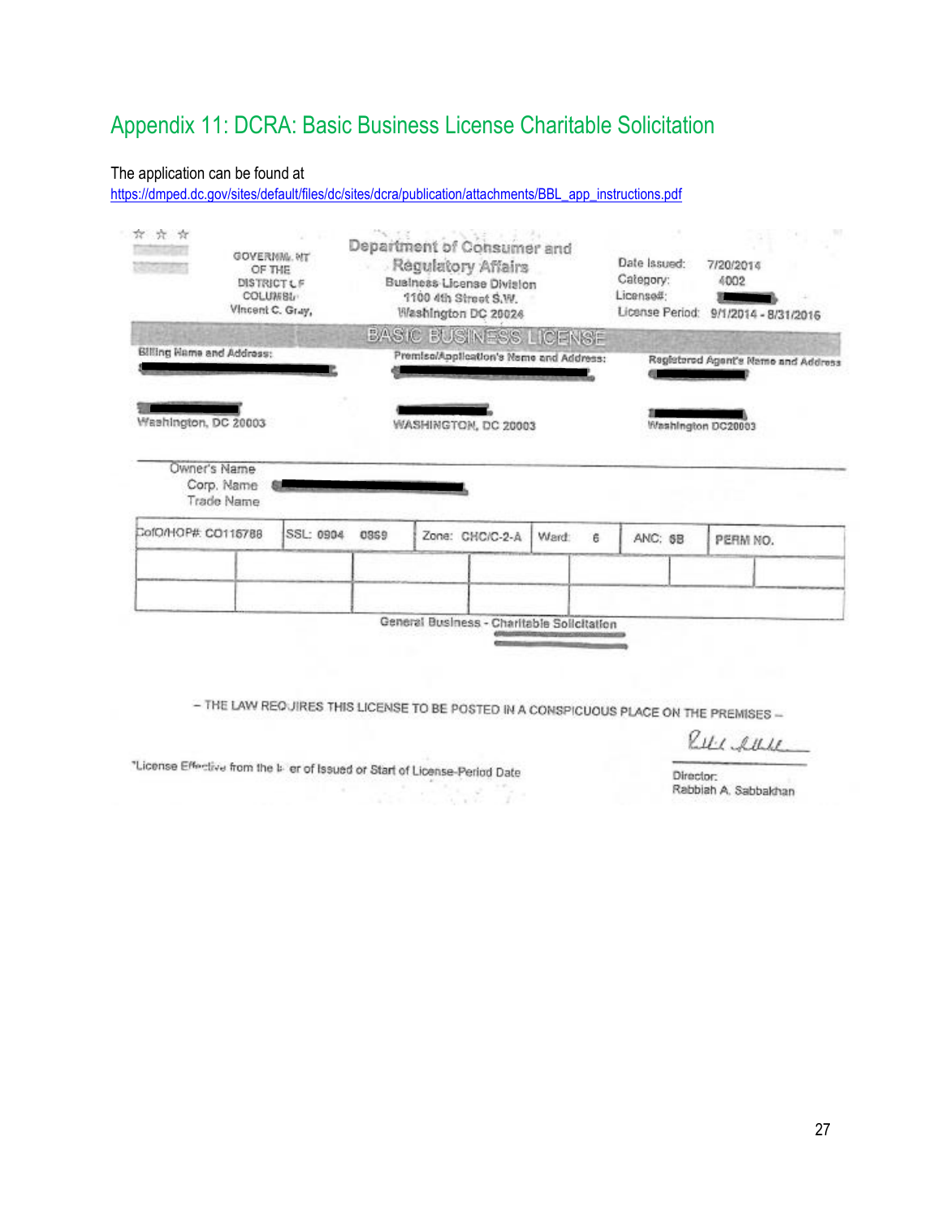# Appendix 11: DCRA: Basic Business License Charitable Solicitation

The application can be found at
https://dmped.dc.gov/sites/default/files/dc/sites/dcra/publication/attachments/BBL_app_instructions.pdf

GOVERNMENT OF THE DISTRICT OF COLUMBIA
Vincent C. Gray,

Department of Consumer and Regulatory Affairs
Business License Division
1100 4th Street S.W.
Washington DC 20024

Date Issued: 7/20/2014
Category: 4002
License#:
License Period: 9/1/2014 - 8/31/2016

**BASIC BUSINESS LICENSE**

Billing Name and Address:

Washington, DC 20003

Premise/Application's Name and Address:

WASHINGTON, DC 20003

Registered Agent's Name and Address

Washington DC20003

Owner's Name
Corp. Name
Trade Name

| CofO/HOP#: CO115788 | SSL: 0904 0869 | Zone: CHC/C-2-A | Ward: 6 | ANC: 6B | PERM NO. |
|---|---|---|---|---|---|

General Business - Charitable Solicitation

– THE LAW REQUIRES THIS LICENSE TO BE POSTED IN A CONSPICUOUS PLACE ON THE PREMISES –

*License Effective from the later of Issued or Start of License-Period Date

Director:
Rabbiah A. Sabbakhan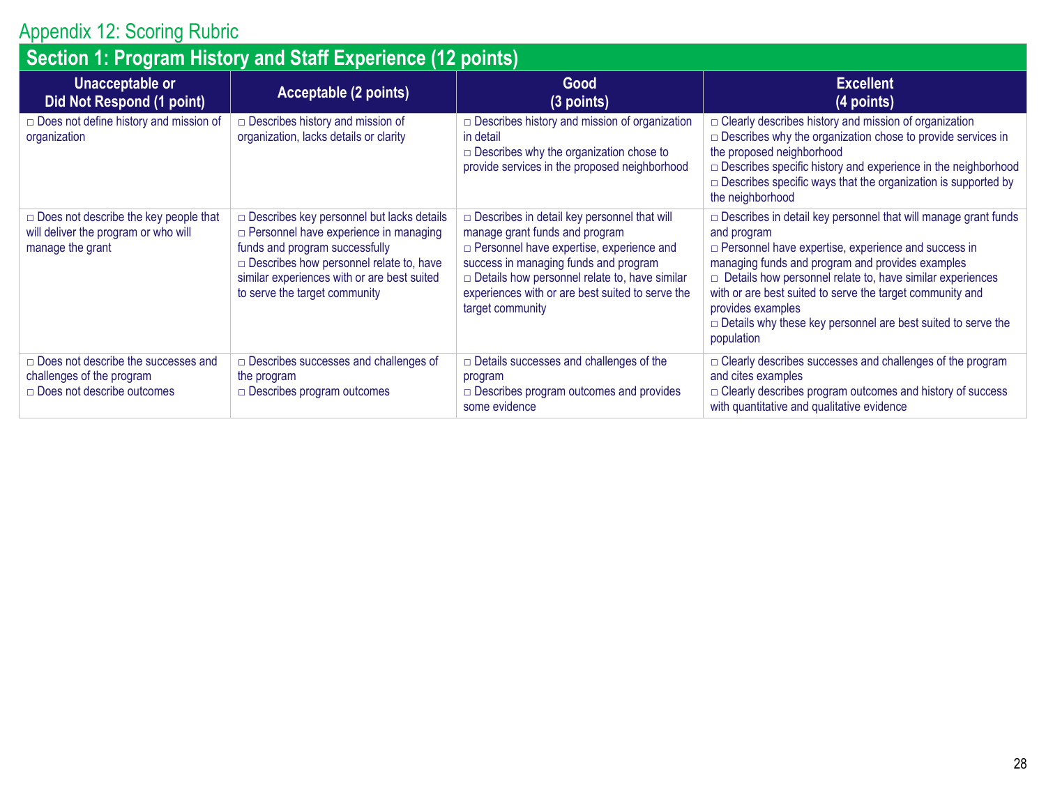# Appendix 12: Scoring Rubric

## Section 1: Program History and Staff Experience (12 points)

| Unacceptable or Did Not Respond (1 point) | Acceptable (2 points) | Good (3 points) | Excellent (4 points) |
|---|---|---|---|
| □ Does not define history and mission of organization | □ Describes history and mission of organization, lacks details or clarity | □ Describes history and mission of organization in detail<br>□ Describes why the organization chose to provide services in the proposed neighborhood | □ Clearly describes history and mission of organization<br>□ Describes why the organization chose to provide services in the proposed neighborhood<br>□ Describes specific history and experience in the neighborhood<br>□ Describes specific ways that the organization is supported by the neighborhood |
| □ Does not describe the key people that will deliver the program or who will manage the grant | □ Describes key personnel but lacks details<br>□ Personnel have experience in managing funds and program successfully<br>□ Describes how personnel relate to, have similar experiences with or are best suited to serve the target community | □ Describes in detail key personnel that will manage grant funds and program<br>□ Personnel have expertise, experience and success in managing funds and program<br>□ Details how personnel relate to, have similar experiences with or are best suited to serve the target community | □ Describes in detail key personnel that will manage grant funds and program<br>□ Personnel have expertise, experience and success in managing funds and program and provides examples<br>□ Details how personnel relate to, have similar experiences with or are best suited to serve the target community and provides examples<br>□ Details why these key personnel are best suited to serve the population |
| □ Does not describe the successes and challenges of the program<br>□ Does not describe outcomes | □ Describes successes and challenges of the program<br>□ Describes program outcomes | □ Details successes and challenges of the program<br>□ Describes program outcomes and provides some evidence | □ Clearly describes successes and challenges of the program and cites examples<br>□ Clearly describes program outcomes and history of success with quantitative and qualitative evidence |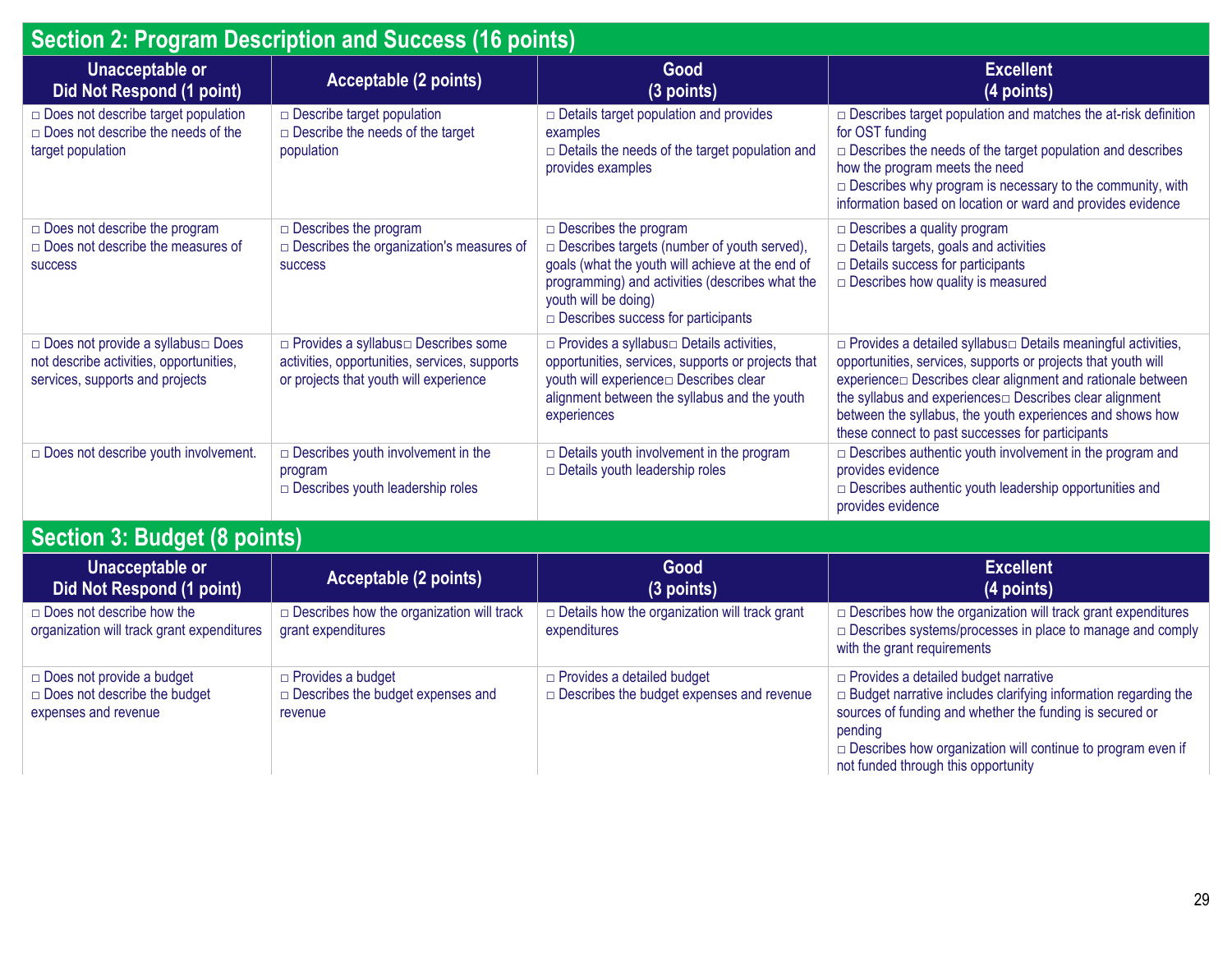## Section 2: Program Description and Success (16 points)

| Unacceptable or Did Not Respond (1 point) | Acceptable (2 points) | Good (3 points) | Excellent (4 points) |
|---|---|---|---|
| □ Does not describe target population<br>□ Does not describe the needs of the target population | □ Describe target population<br>□ Describe the needs of the target population | □ Details target population and provides examples<br>□ Details the needs of the target population and provides examples | □ Describes target population and matches the at-risk definition for OST funding<br>□ Describes the needs of the target population and describes how the program meets the need<br>□ Describes why program is necessary to the community, with information based on location or ward and provides evidence |
| □ Does not describe the program<br>□ Does not describe the measures of success | □ Describes the program<br>□ Describes the organization's measures of success | □ Describes the program<br>□ Describes targets (number of youth served), goals (what the youth will achieve at the end of programming) and activities (describes what the youth will be doing)<br>□ Describes success for participants | □ Describes a quality program<br>□ Details targets, goals and activities<br>□ Details success for participants<br>□ Describes how quality is measured |
| □ Does not provide a syllabus□ Does not describe activities, opportunities, services, supports and projects | □ Provides a syllabus□ Describes some activities, opportunities, services, supports or projects that youth will experience | □ Provides a syllabus□ Details activities, opportunities, services, supports or projects that youth will experience□ Describes clear alignment between the syllabus and the youth experiences | □ Provides a detailed syllabus□ Details meaningful activities, opportunities, services, supports or projects that youth will experience□ Describes clear alignment and rationale between the syllabus and experiences□ Describes clear alignment between the syllabus, the youth experiences and shows how these connect to past successes for participants |
| □ Does not describe youth involvement. | □ Describes youth involvement in the program<br>□ Describes youth leadership roles | □ Details youth involvement in the program<br>□ Details youth leadership roles | □ Describes authentic youth involvement in the program and provides evidence<br>□ Describes authentic youth leadership opportunities and provides evidence |

## Section 3: Budget (8 points)

| Unacceptable or Did Not Respond (1 point) | Acceptable (2 points) | Good (3 points) | Excellent (4 points) |
|---|---|---|---|
| □ Does not describe how the organization will track grant expenditures | □ Describes how the organization will track grant expenditures | □ Details how the organization will track grant expenditures | □ Describes how the organization will track grant expenditures<br>□ Describes systems/processes in place to manage and comply with the grant requirements |
| □ Does not provide a budget<br>□ Does not describe the budget expenses and revenue | □ Provides a budget<br>□ Describes the budget expenses and revenue | □ Provides a detailed budget<br>□ Describes the budget expenses and revenue | □ Provides a detailed budget narrative<br>□ Budget narrative includes clarifying information regarding the sources of funding and whether the funding is secured or pending<br>□ Describes how organization will continue to program even if not funded through this opportunity |